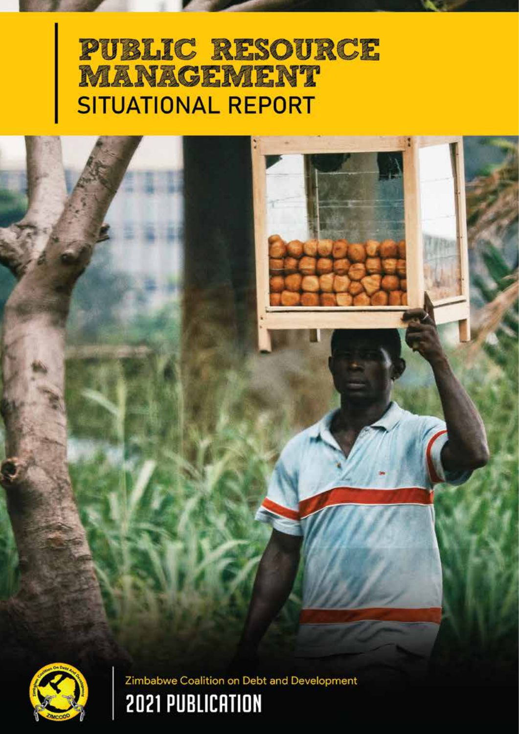# PUBLIC RESOURCE MANAGEMENT
## SITUATIONAL REPORT

Zimbabwe Coalition on Debt and Development

**2021 PUBLICATION**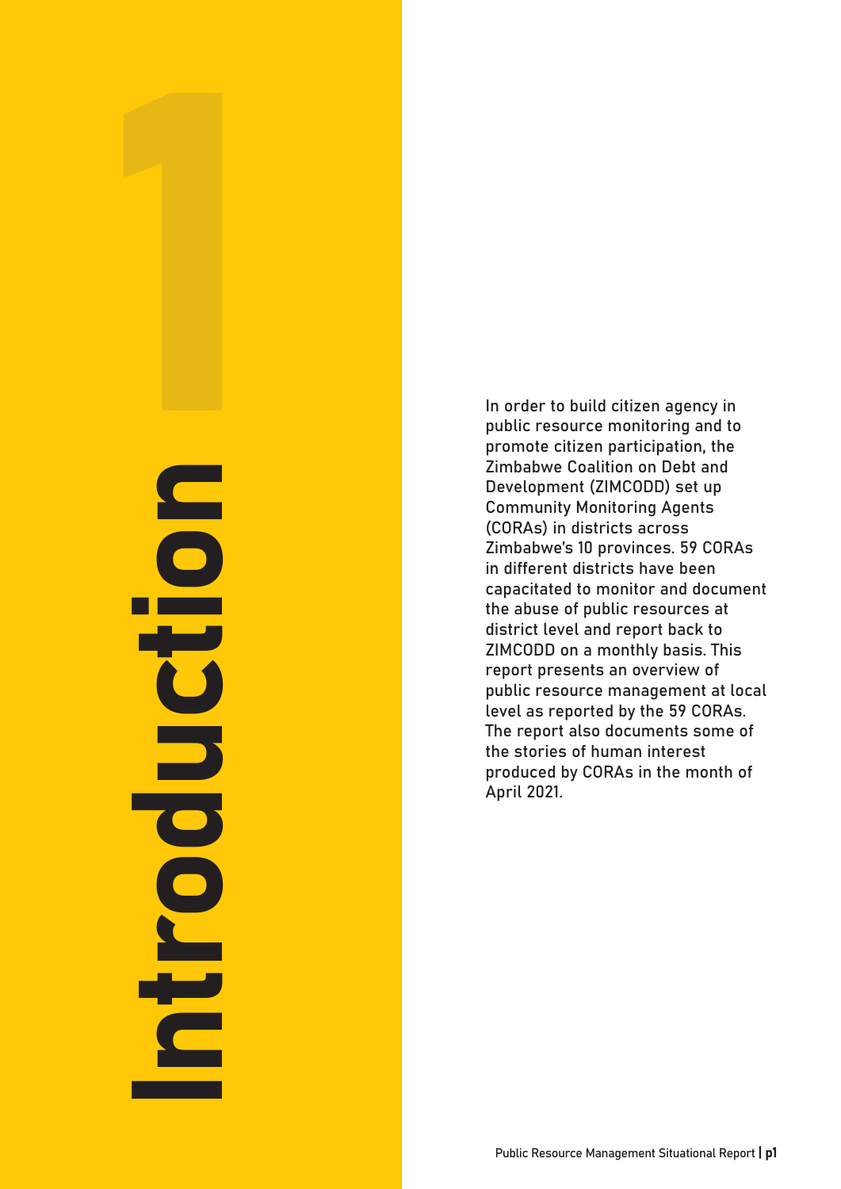# 1 Introduction

In order to build citizen agency in public resource monitoring and to promote citizen participation, the Zimbabwe Coalition on Debt and Development (ZIMCODD) set up Community Monitoring Agents (CORAs) in districts across Zimbabwe's 10 provinces. 59 CORAs in different districts have been capacitated to monitor and document the abuse of public resources at district level and report back to ZIMCODD on a monthly basis. This report presents an overview of public resource management at local level as reported by the 59 CORAs. The report also documents some of the stories of human interest produced by CORAs in the month of April 2021.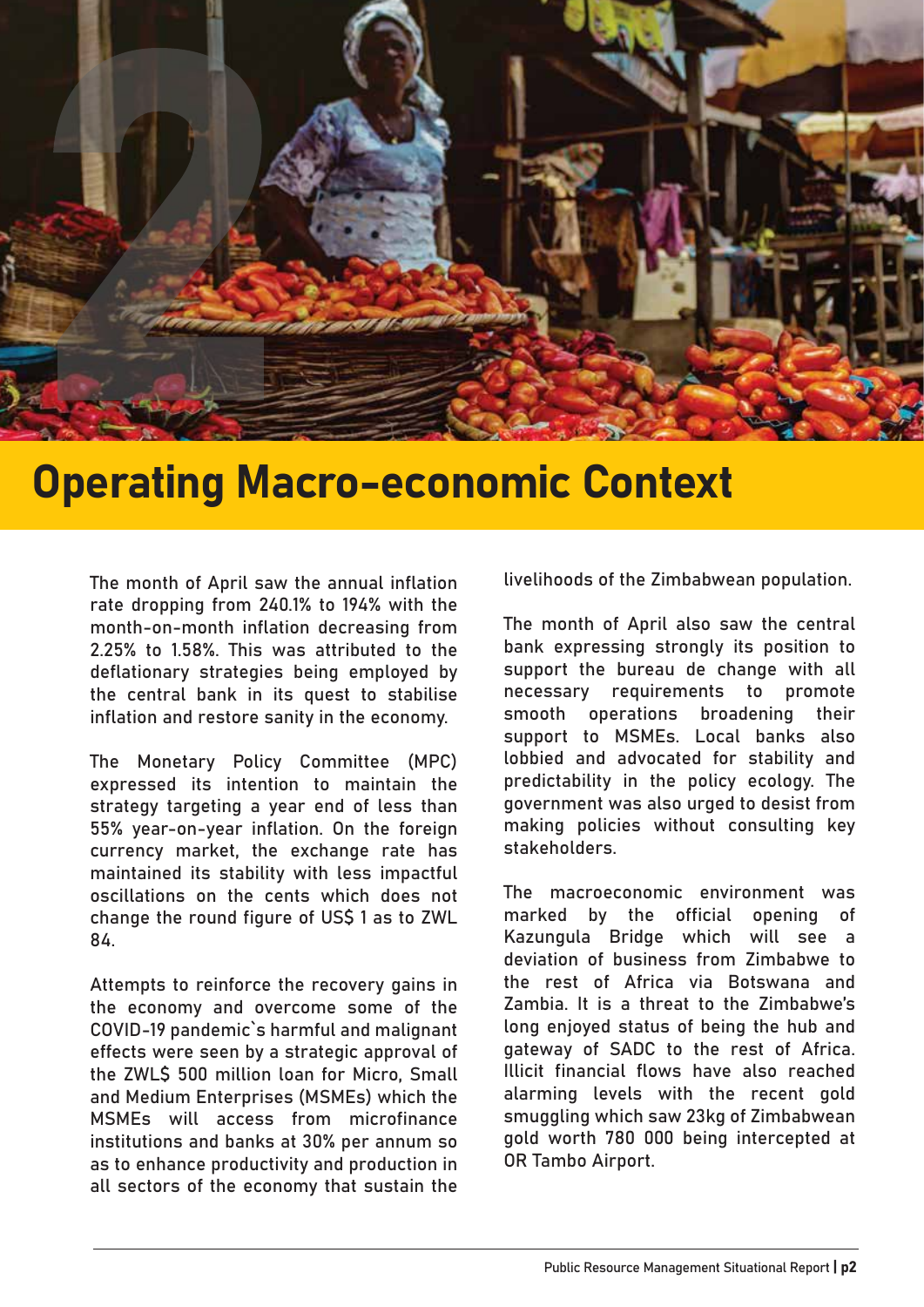# Operating Macro-economic Context

The month of April saw the annual inflation rate dropping from 240.1% to 194% with the month-on-month inflation decreasing from 2.25% to 1.58%. This was attributed to the deflationary strategies being employed by the central bank in its quest to stabilise inflation and restore sanity in the economy.

The Monetary Policy Committee (MPC) expressed its intention to maintain the strategy targeting a year end of less than 55% year-on-year inflation. On the foreign currency market, the exchange rate has maintained its stability with less impactful oscillations on the cents which does not change the round figure of US$ 1 as to ZWL 84.

Attempts to reinforce the recovery gains in the economy and overcome some of the COVID-19 pandemic`s harmful and malignant effects were seen by a strategic approval of the ZWL$ 500 million loan for Micro, Small and Medium Enterprises (MSMEs) which the MSMEs will access from microfinance institutions and banks at 30% per annum so as to enhance productivity and production in all sectors of the economy that sustain the livelihoods of the Zimbabwean population.

The month of April also saw the central bank expressing strongly its position to support the bureau de change with all necessary requirements to promote smooth operations broadening their support to MSMEs. Local banks also lobbied and advocated for stability and predictability in the policy ecology. The government was also urged to desist from making policies without consulting key stakeholders.

The macroeconomic environment was marked by the official opening of Kazungula Bridge which will see a deviation of business from Zimbabwe to the rest of Africa via Botswana and Zambia. It is a threat to the Zimbabwe's long enjoyed status of being the hub and gateway of SADC to the rest of Africa. Illicit financial flows have also reached alarming levels with the recent gold smuggling which saw 23kg of Zimbabwean gold worth 780 000 being intercepted at OR Tambo Airport.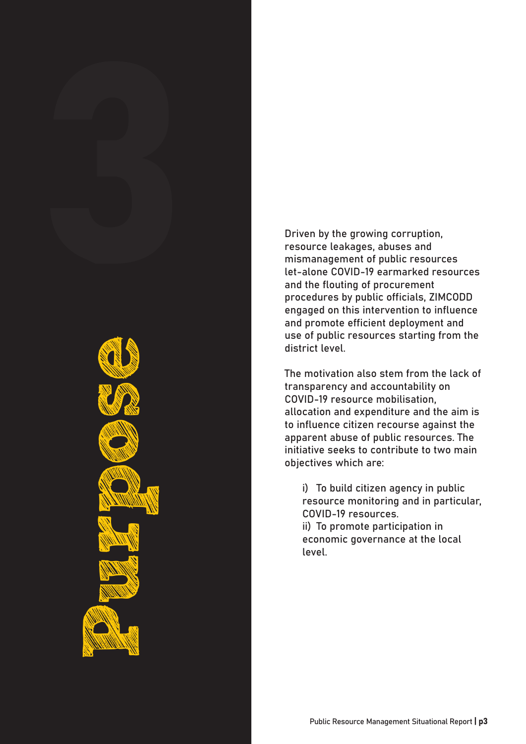# 3 Purpose

Driven by the growing corruption, resource leakages, abuses and mismanagement of public resources let-alone COVID-19 earmarked resources and the flouting of procurement procedures by public officials, ZIMCODD engaged on this intervention to influence and promote efficient deployment and use of public resources starting from the district level.

The motivation also stem from the lack of transparency and accountability on COVID-19 resource mobilisation, allocation and expenditure and the aim is to influence citizen recourse against the apparent abuse of public resources. The initiative seeks to contribute to two main objectives which are:

i) To build citizen agency in public resource monitoring and in particular, COVID-19 resources.
ii) To promote participation in economic governance at the local level.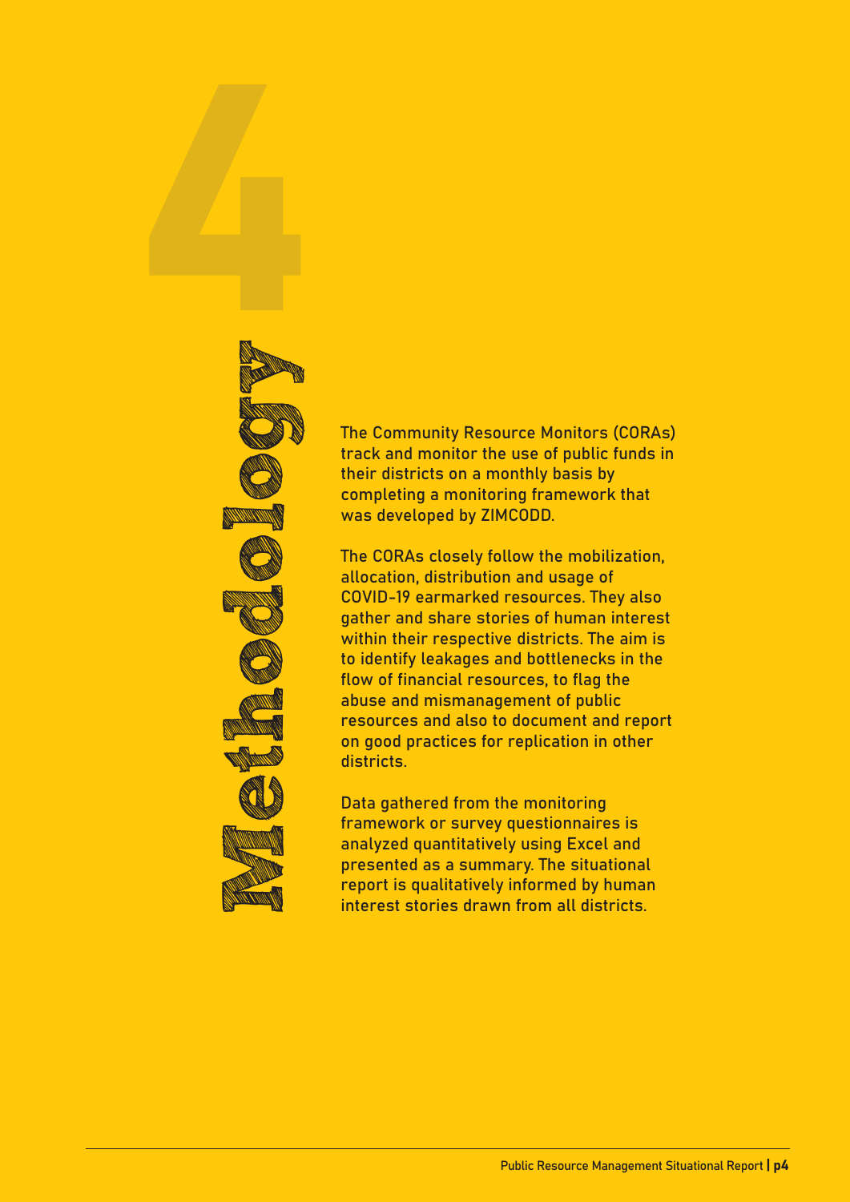# 4 Methodology

The Community Resource Monitors (CORAs) track and monitor the use of public funds in their districts on a monthly basis by completing a monitoring framework that was developed by ZIMCODD.

The CORAs closely follow the mobilization, allocation, distribution and usage of COVID-19 earmarked resources. They also gather and share stories of human interest within their respective districts. The aim is to identify leakages and bottlenecks in the flow of financial resources, to flag the abuse and mismanagement of public resources and also to document and report on good practices for replication in other districts.

Data gathered from the monitoring framework or survey questionnaires is analyzed quantitatively using Excel and presented as a summary. The situational report is qualitatively informed by human interest stories drawn from all districts.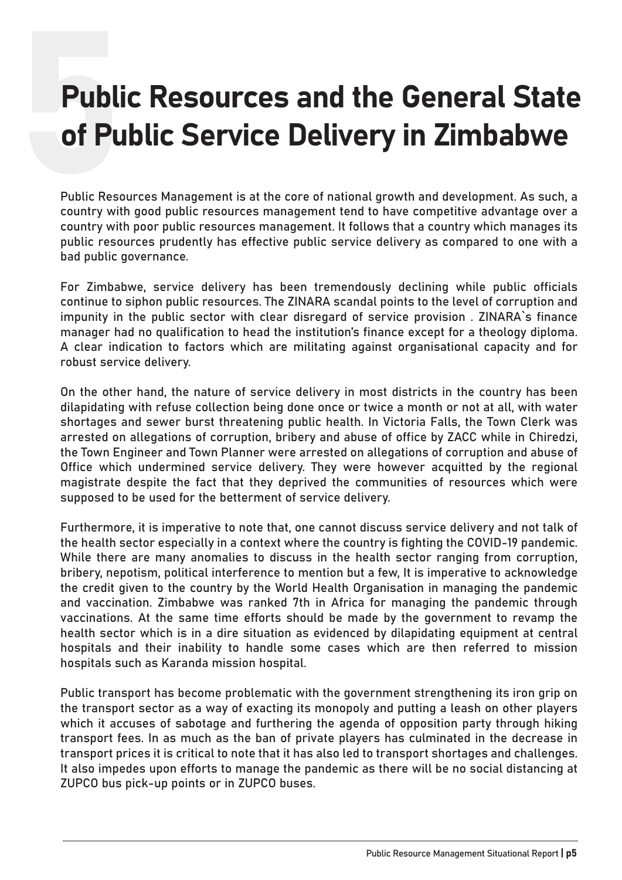# 5 Public Resources and the General State of Public Service Delivery in Zimbabwe

Public Resources Management is at the core of national growth and development. As such, a country with good public resources management tend to have competitive advantage over a country with poor public resources management. It follows that a country which manages its public resources prudently has effective public service delivery as compared to one with a bad public governance.

For Zimbabwe, service delivery has been tremendously declining while public officials continue to siphon public resources. The ZINARA scandal points to the level of corruption and impunity in the public sector with clear disregard of service provision . ZINARA`s finance manager had no qualification to head the institution's finance except for a theology diploma. A clear indication to factors which are militating against organisational capacity and for robust service delivery.

On the other hand, the nature of service delivery in most districts in the country has been dilapidating with refuse collection being done once or twice a month or not at all, with water shortages and sewer burst threatening public health. In Victoria Falls, the Town Clerk was arrested on allegations of corruption, bribery and abuse of office by ZACC while in Chiredzi, the Town Engineer and Town Planner were arrested on allegations of corruption and abuse of Office which undermined service delivery. They were however acquitted by the regional magistrate despite the fact that they deprived the communities of resources which were supposed to be used for the betterment of service delivery.

Furthermore, it is imperative to note that, one cannot discuss service delivery and not talk of the health sector especially in a context where the country is fighting the COVID-19 pandemic. While there are many anomalies to discuss in the health sector ranging from corruption, bribery, nepotism, political interference to mention but a few, It is imperative to acknowledge the credit given to the country by the World Health Organisation in managing the pandemic and vaccination. Zimbabwe was ranked 7th in Africa for managing the pandemic through vaccinations. At the same time efforts should be made by the government to revamp the health sector which is in a dire situation as evidenced by dilapidating equipment at central hospitals and their inability to handle some cases which are then referred to mission hospitals such as Karanda mission hospital.

Public transport has become problematic with the government strengthening its iron grip on the transport sector as a way of exacting its monopoly and putting a leash on other players which it accuses of sabotage and furthering the agenda of opposition party through hiking transport fees. In as much as the ban of private players has culminated in the decrease in transport prices it is critical to note that it has also led to transport shortages and challenges. It also impedes upon efforts to manage the pandemic as there will be no social distancing at ZUPCO bus pick-up points or in ZUPCO buses.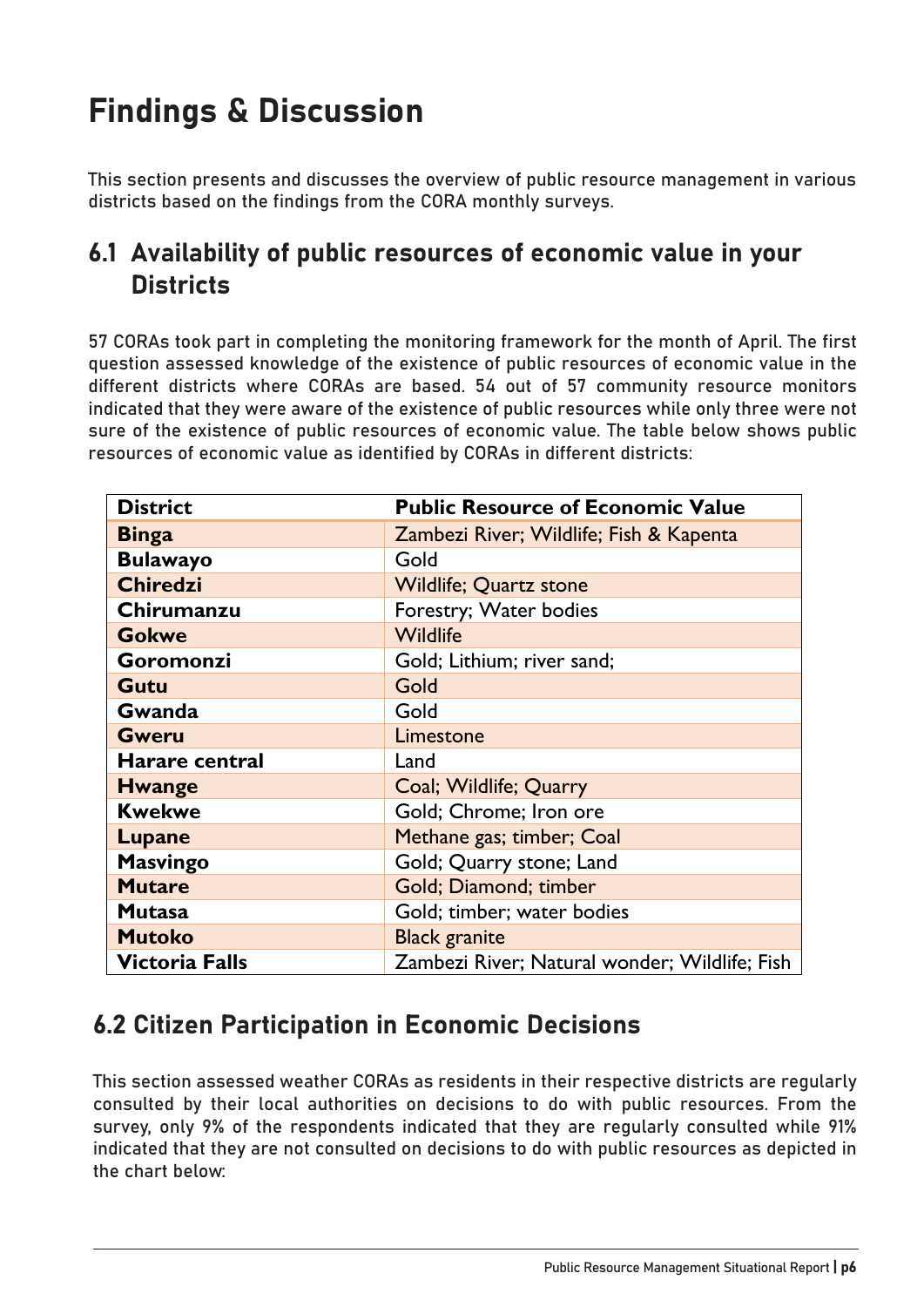# Findings & Discussion

This section presents and discusses the overview of public resource management in various districts based on the findings from the CORA monthly surveys.

## 6.1 Availability of public resources of economic value in your Districts

57 CORAs took part in completing the monitoring framework for the month of April. The first question assessed knowledge of the existence of public resources of economic value in the different districts where CORAs are based. 54 out of 57 community resource monitors indicated that they were aware of the existence of public resources while only three were not sure of the existence of public resources of economic value. The table below shows public resources of economic value as identified by CORAs in different districts:

| District | Public Resource of Economic Value |
|---|---|
| **Binga** | Zambezi River; Wildlife; Fish & Kapenta |
| **Bulawayo** | Gold |
| **Chiredzi** | Wildlife; Quartz stone |
| **Chirumanzu** | Forestry; Water bodies |
| **Gokwe** | Wildlife |
| **Goromonzi** | Gold; Lithium; river sand; |
| **Gutu** | Gold |
| **Gwanda** | Gold |
| **Gweru** | Limestone |
| **Harare central** | Land |
| **Hwange** | Coal; Wildlife; Quarry |
| **Kwekwe** | Gold; Chrome; Iron ore |
| **Lupane** | Methane gas; timber; Coal |
| **Masvingo** | Gold; Quarry stone; Land |
| **Mutare** | Gold; Diamond; timber |
| **Mutasa** | Gold; timber; water bodies |
| **Mutoko** | Black granite |
| **Victoria Falls** | Zambezi River; Natural wonder; Wildlife; Fish |

## 6.2 Citizen Participation in Economic Decisions

This section assessed weather CORAs as residents in their respective districts are regularly consulted by their local authorities on decisions to do with public resources. From the survey, only 9% of the respondents indicated that they are regularly consulted while 91% indicated that they are not consulted on decisions to do with public resources as depicted in the chart below: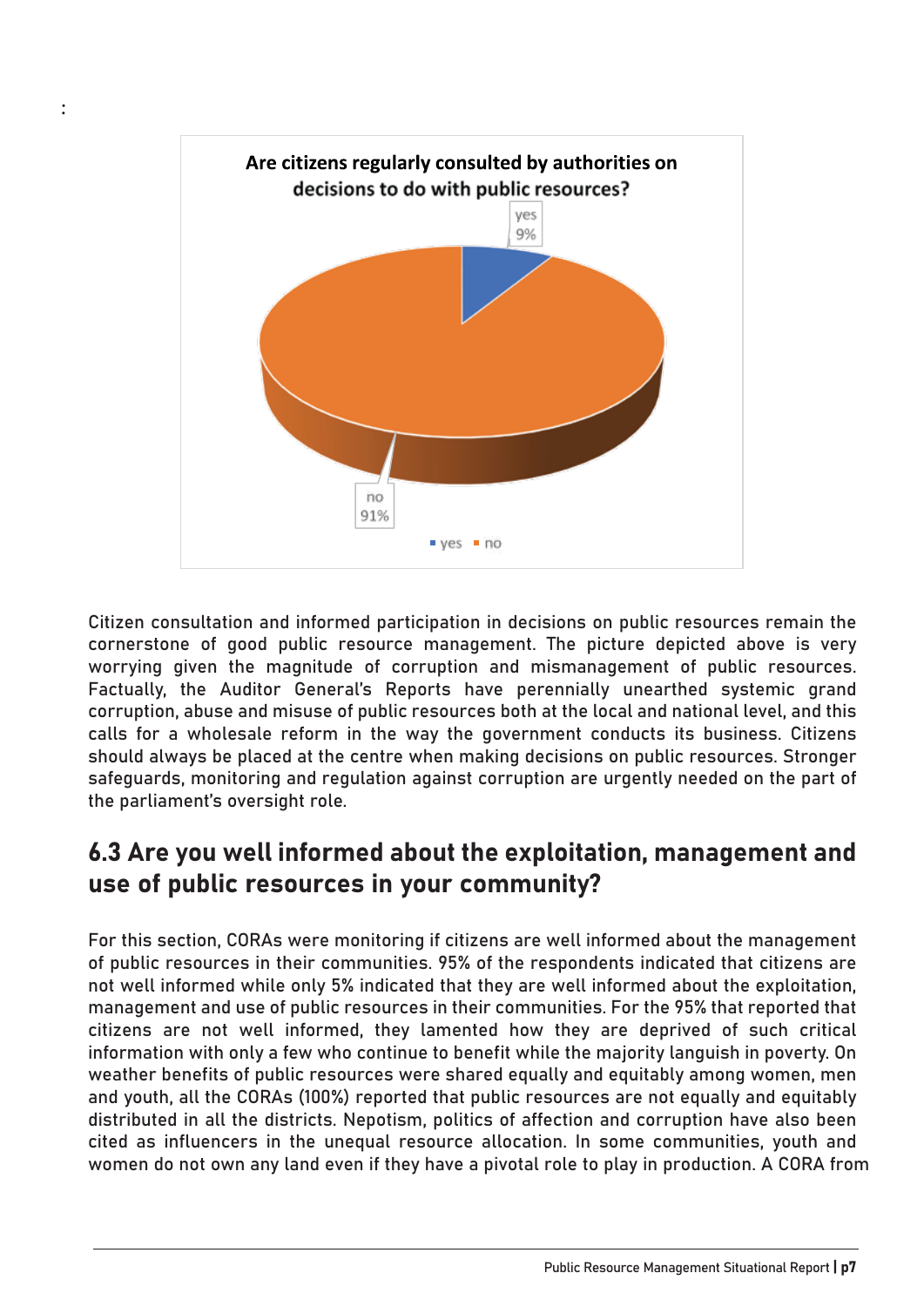:

**Are citizens regularly consulted by authorities on decisions to do with public resources?**

| | |
|---|---|
| yes | 9% |
| no | 91% |

Citizen consultation and informed participation in decisions on public resources remain the cornerstone of good public resource management. The picture depicted above is very worrying given the magnitude of corruption and mismanagement of public resources. Factually, the Auditor General's Reports have perennially unearthed systemic grand corruption, abuse and misuse of public resources both at the local and national level, and this calls for a wholesale reform in the way the government conducts its business. Citizens should always be placed at the centre when making decisions on public resources. Stronger safeguards, monitoring and regulation against corruption are urgently needed on the part of the parliament's oversight role.

## 6.3 Are you well informed about the exploitation, management and use of public resources in your community?

For this section, CORAs were monitoring if citizens are well informed about the management of public resources in their communities. 95% of the respondents indicated that citizens are not well informed while only 5% indicated that they are well informed about the exploitation, management and use of public resources in their communities. For the 95% that reported that citizens are not well informed, they lamented how they are deprived of such critical information with only a few who continue to benefit while the majority languish in poverty. On weather benefits of public resources were shared equally and equitably among women, men and youth, all the CORAs (100%) reported that public resources are not equally and equitably distributed in all the districts. Nepotism, politics of affection and corruption have also been cited as influencers in the unequal resource allocation. In some communities, youth and women do not own any land even if they have a pivotal role to play in production. A CORA from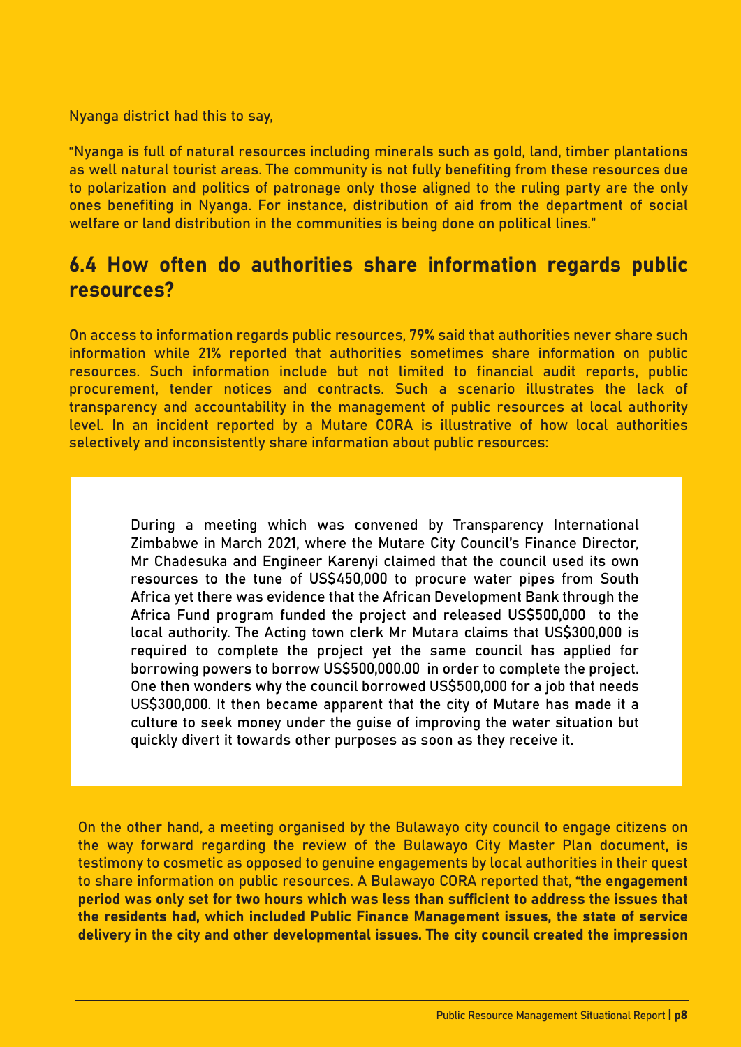Nyanga district had this to say,

"Nyanga is full of natural resources including minerals such as gold, land, timber plantations as well natural tourist areas. The community is not fully benefiting from these resources due to polarization and politics of patronage only those aligned to the ruling party are the only ones benefiting in Nyanga. For instance, distribution of aid from the department of social welfare or land distribution in the communities is being done on political lines."

## 6.4 How often do authorities share information regards public resources?

On access to information regards public resources, 79% said that authorities never share such information while 21% reported that authorities sometimes share information on public resources. Such information include but not limited to financial audit reports, public procurement, tender notices and contracts. Such a scenario illustrates the lack of transparency and accountability in the management of public resources at local authority level. In an incident reported by a Mutare CORA is illustrative of how local authorities selectively and inconsistently share information about public resources:

> During a meeting which was convened by Transparency International Zimbabwe in March 2021, where the Mutare City Council's Finance Director, Mr Chadesuka and Engineer Karenyi claimed that the council used its own resources to the tune of US$450,000 to procure water pipes from South Africa yet there was evidence that the African Development Bank through the Africa Fund program funded the project and released US$500,000 to the local authority. The Acting town clerk Mr Mutara claims that US$300,000 is required to complete the project yet the same council has applied for borrowing powers to borrow US$500,000.00 in order to complete the project. One then wonders why the council borrowed US$500,000 for a job that needs US$300,000. It then became apparent that the city of Mutare has made it a culture to seek money under the guise of improving the water situation but quickly divert it towards other purposes as soon as they receive it.

On the other hand, a meeting organised by the Bulawayo city council to engage citizens on the way forward regarding the review of the Bulawayo City Master Plan document, is testimony to cosmetic as opposed to genuine engagements by local authorities in their quest to share information on public resources. A Bulawayo CORA reported that, **"the engagement period was only set for two hours which was less than sufficient to address the issues that the residents had, which included Public Finance Management issues, the state of service delivery in the city and other developmental issues. The city council created the impression**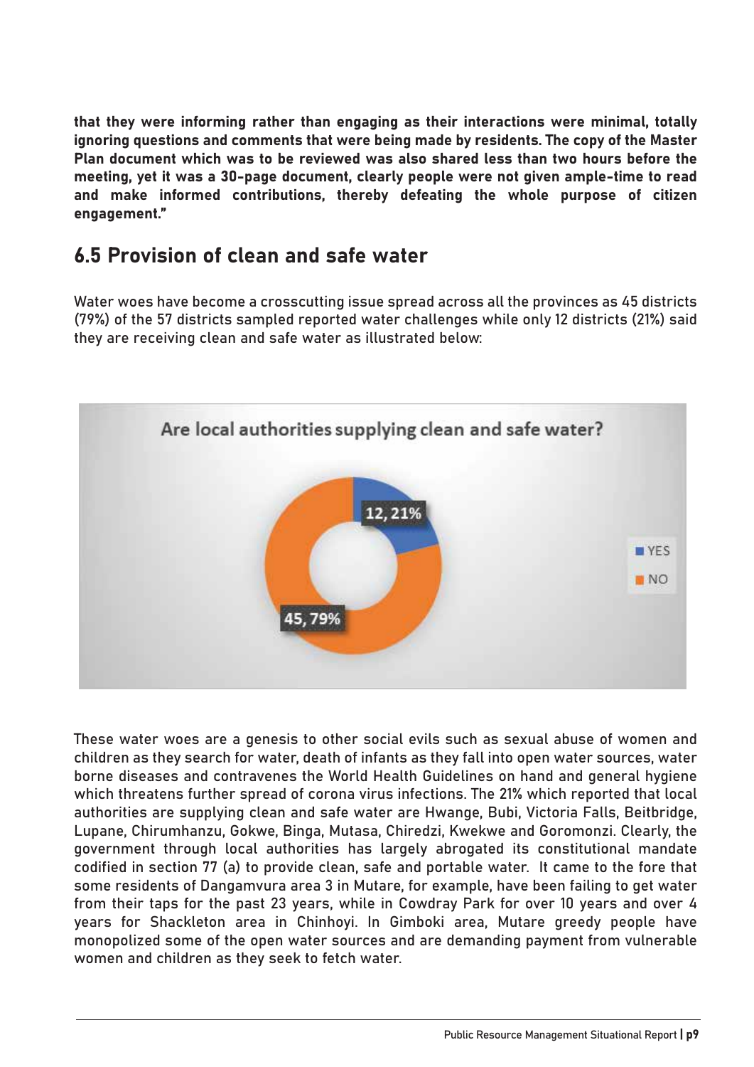**that they were informing rather than engaging as their interactions were minimal, totally ignoring questions and comments that were being made by residents. The copy of the Master Plan document which was to be reviewed was also shared less than two hours before the meeting, yet it was a 30-page document, clearly people were not given ample-time to read and make informed contributions, thereby defeating the whole purpose of citizen engagement."**

## 6.5 Provision of clean and safe water

Water woes have become a crosscutting issue spread across all the provinces as 45 districts (79%) of the 57 districts sampled reported water challenges while only 12 districts (21%) said they are receiving clean and safe water as illustrated below:

These water woes are a genesis to other social evils such as sexual abuse of women and children as they search for water, death of infants as they fall into open water sources, water borne diseases and contravenes the World Health Guidelines on hand and general hygiene which threatens further spread of corona virus infections. The 21% which reported that local authorities are supplying clean and safe water are Hwange, Bubi, Victoria Falls, Beitbridge, Lupane, Chirumhanzu, Gokwe, Binga, Mutasa, Chiredzi, Kwekwe and Goromonzi. Clearly, the government through local authorities has largely abrogated its constitutional mandate codified in section 77 (a) to provide clean, safe and portable water. It came to the fore that some residents of Dangamvura area 3 in Mutare, for example, have been failing to get water from their taps for the past 23 years, while in Cowdray Park for over 10 years and over 4 years for Shackleton area in Chinhoyi. In Gimboki area, Mutare greedy people have monopolized some of the open water sources and are demanding payment from vulnerable women and children as they seek to fetch water.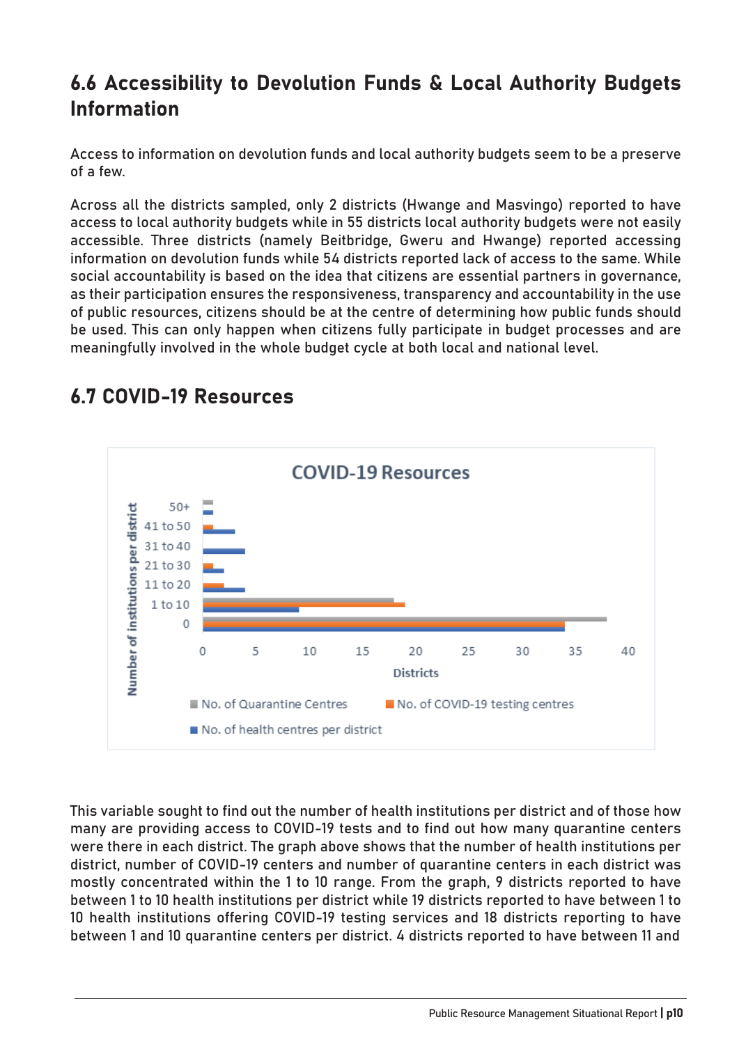## 6.6 Accessibility to Devolution Funds & Local Authority Budgets Information

Access to information on devolution funds and local authority budgets seem to be a preserve of a few.

Across all the districts sampled, only 2 districts (Hwange and Masvingo) reported to have access to local authority budgets while in 55 districts local authority budgets were not easily accessible. Three districts (namely Beitbridge, Gweru and Hwange) reported accessing information on devolution funds while 54 districts reported lack of access to the same. While social accountability is based on the idea that citizens are essential partners in governance, as their participation ensures the responsiveness, transparency and accountability in the use of public resources, citizens should be at the centre of determining how public funds should be used. This can only happen when citizens fully participate in budget processes and are meaningfully involved in the whole budget cycle at both local and national level.

## 6.7 COVID-19 Resources

This variable sought to find out the number of health institutions per district and of those how many are providing access to COVID-19 tests and to find out how many quarantine centers were there in each district. The graph above shows that the number of health institutions per district, number of COVID-19 centers and number of quarantine centers in each district was mostly concentrated within the 1 to 10 range. From the graph, 9 districts reported to have between 1 to 10 health institutions per district while 19 districts reported to have between 1 to 10 health institutions offering COVID-19 testing services and 18 districts reporting to have between 1 and 10 quarantine centers per district. 4 districts reported to have between 11 and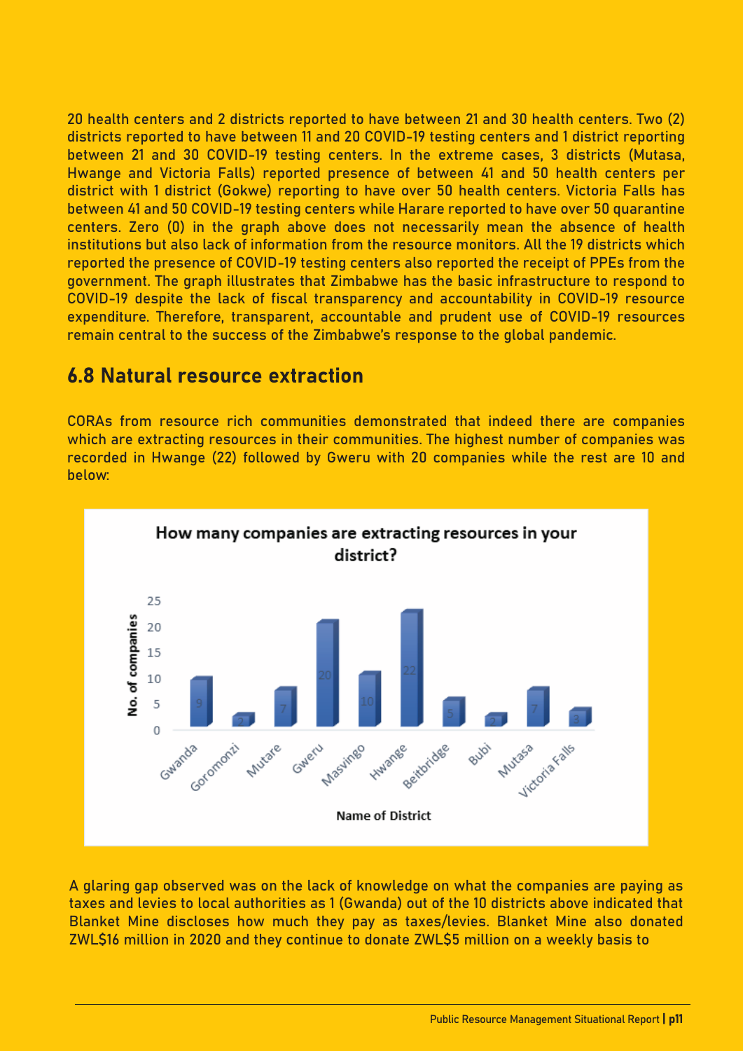20 health centers and 2 districts reported to have between 21 and 30 health centers. Two (2) districts reported to have between 11 and 20 COVID-19 testing centers and 1 district reporting between 21 and 30 COVID-19 testing centers. In the extreme cases, 3 districts (Mutasa, Hwange and Victoria Falls) reported presence of between 41 and 50 health centers per district with 1 district (Gokwe) reporting to have over 50 health centers. Victoria Falls has between 41 and 50 COVID-19 testing centers while Harare reported to have over 50 quarantine centers. Zero (0) in the graph above does not necessarily mean the absence of health institutions but also lack of information from the resource monitors. All the 19 districts which reported the presence of COVID-19 testing centers also reported the receipt of PPEs from the government. The graph illustrates that Zimbabwe has the basic infrastructure to respond to COVID-19 despite the lack of fiscal transparency and accountability in COVID-19 resource expenditure. Therefore, transparent, accountable and prudent use of COVID-19 resources remain central to the success of the Zimbabwe's response to the global pandemic.

## 6.8 Natural resource extraction

CORAs from resource rich communities demonstrated that indeed there are companies which are extracting resources in their communities. The highest number of companies was recorded in Hwange (22) followed by Gweru with 20 companies while the rest are 10 and below:

**How many companies are extracting resources in your district?**

| Name of District | No. of companies |
|---|---|
| Gwanda | 9 |
| Goromonzi | 2 |
| Mutare | 7 |
| Gweru | 20 |
| Masvingo | 10 |
| Hwange | 22 |
| Beitbridge | 5 |
| Bubi | 2 |
| Mutasa | 7 |
| Victoria Falls | 3 |

A glaring gap observed was on the lack of knowledge on what the companies are paying as taxes and levies to local authorities as 1 (Gwanda) out of the 10 districts above indicated that Blanket Mine discloses how much they pay as taxes/levies. Blanket Mine also donated ZWL$16 million in 2020 and they continue to donate ZWL$5 million on a weekly basis to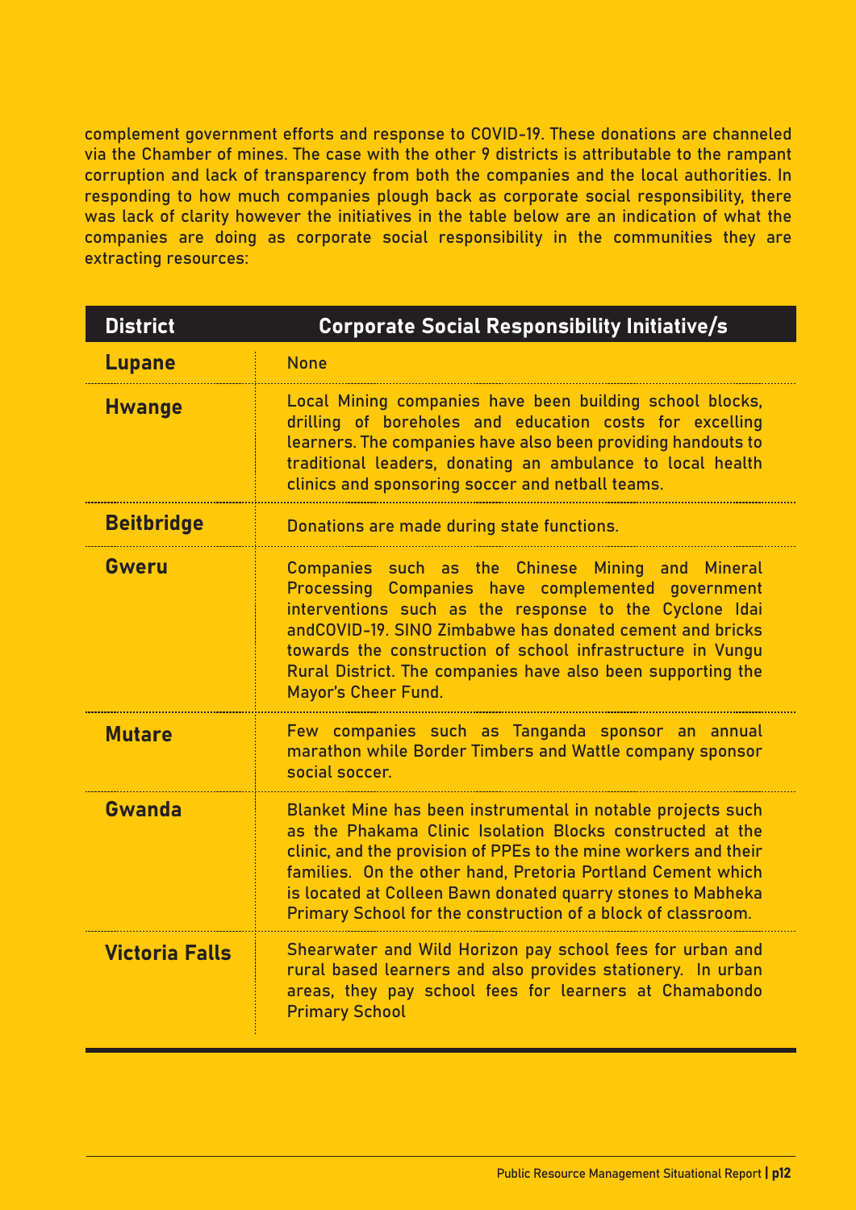complement government efforts and response to COVID-19. These donations are channeled via the Chamber of mines. The case with the other 9 districts is attributable to the rampant corruption and lack of transparency from both the companies and the local authorities. In responding to how much companies plough back as corporate social responsibility, there was lack of clarity however the initiatives in the table below are an indication of what the companies are doing as corporate social responsibility in the communities they are extracting resources:

| District | Corporate Social Responsibility Initiative/s |
|---|---|
| **Lupane** | None |
| **Hwange** | Local Mining companies have been building school blocks, drilling of boreholes and education costs for excelling learners. The companies have also been providing handouts to traditional leaders, donating an ambulance to local health clinics and sponsoring soccer and netball teams. |
| **Beitbridge** | Donations are made during state functions. |
| **Gweru** | Companies such as the Chinese Mining and Mineral Processing Companies have complemented government interventions such as the response to the Cyclone Idai andCOVID-19. SINO Zimbabwe has donated cement and bricks towards the construction of school infrastructure in Vungu Rural District. The companies have also been supporting the Mayor's Cheer Fund. |
| **Mutare** | Few companies such as Tanganda sponsor an annual marathon while Border Timbers and Wattle company sponsor social soccer. |
| **Gwanda** | Blanket Mine has been instrumental in notable projects such as the Phakama Clinic Isolation Blocks constructed at the clinic, and the provision of PPEs to the mine workers and their families. On the other hand, Pretoria Portland Cement which is located at Colleen Bawn donated quarry stones to Mabheka Primary School for the construction of a block of classroom. |
| **Victoria Falls** | Shearwater and Wild Horizon pay school fees for urban and rural based learners and also provides stationery. In urban areas, they pay school fees for learners at Chamabondo Primary School |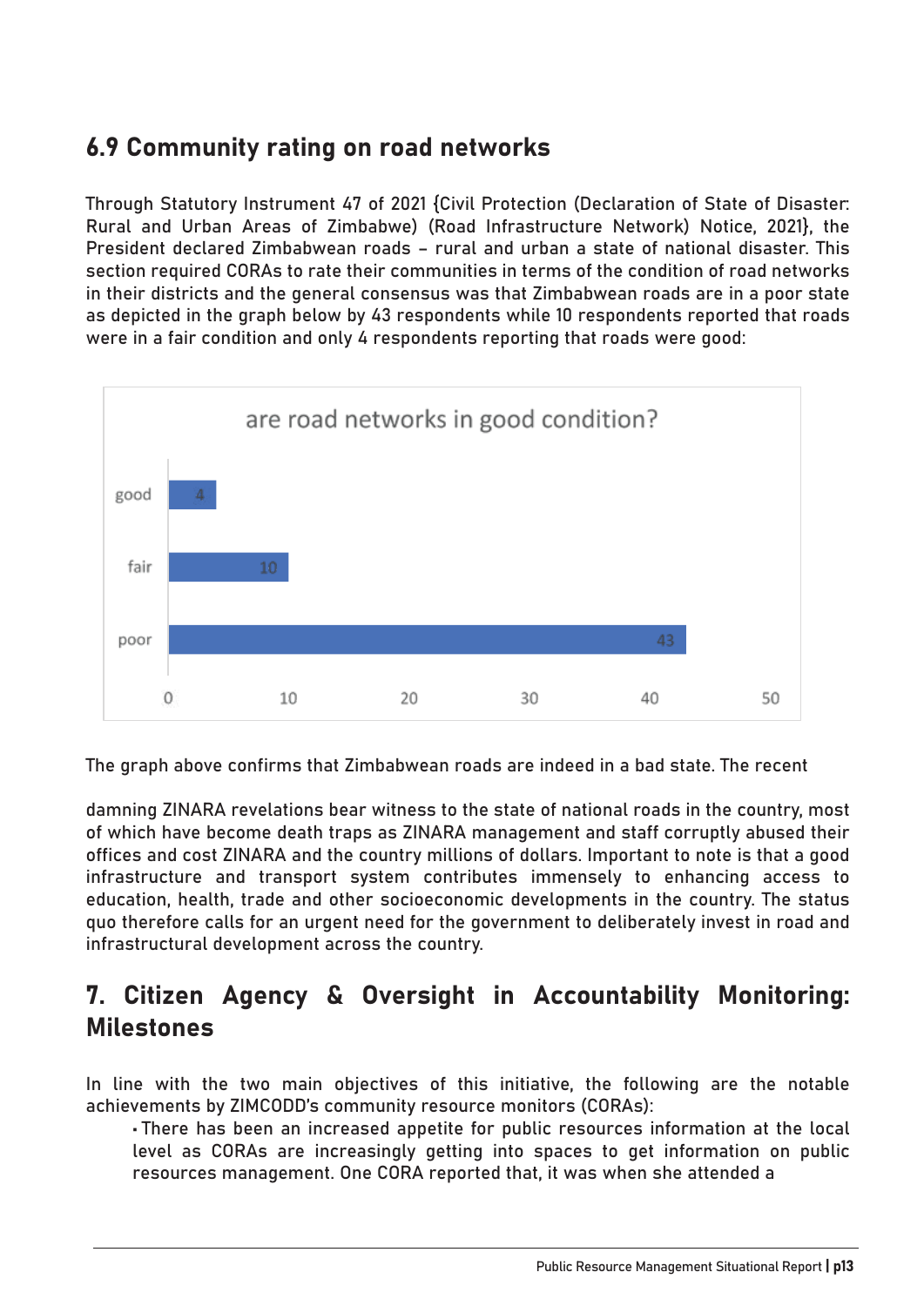## 6.9 Community rating on road networks

Through Statutory Instrument 47 of 2021 {Civil Protection (Declaration of State of Disaster: Rural and Urban Areas of Zimbabwe) (Road Infrastructure Network) Notice, 2021}, the President declared Zimbabwean roads – rural and urban a state of national disaster. This section required CORAs to rate their communities in terms of the condition of road networks in their districts and the general consensus was that Zimbabwean roads are in a poor state as depicted in the graph below by 43 respondents while 10 respondents reported that roads were in a fair condition and only 4 respondents reporting that roads were good:

are road networks in good condition?

| Rating | Respondents |
|---|---|
| good | 4 |
| fair | 10 |
| poor | 43 |

The graph above confirms that Zimbabwean roads are indeed in a bad state. The recent

damning ZINARA revelations bear witness to the state of national roads in the country, most of which have become death traps as ZINARA management and staff corruptly abused their offices and cost ZINARA and the country millions of dollars. Important to note is that a good infrastructure and transport system contributes immensely to enhancing access to education, health, trade and other socioeconomic developments in the country. The status quo therefore calls for an urgent need for the government to deliberately invest in road and infrastructural development across the country.

# 7. Citizen Agency & Oversight in Accountability Monitoring: Milestones

In line with the two main objectives of this initiative, the following are the notable achievements by ZIMCODD's community resource monitors (CORAs):

- There has been an increased appetite for public resources information at the local level as CORAs are increasingly getting into spaces to get information on public resources management. One CORA reported that, it was when she attended a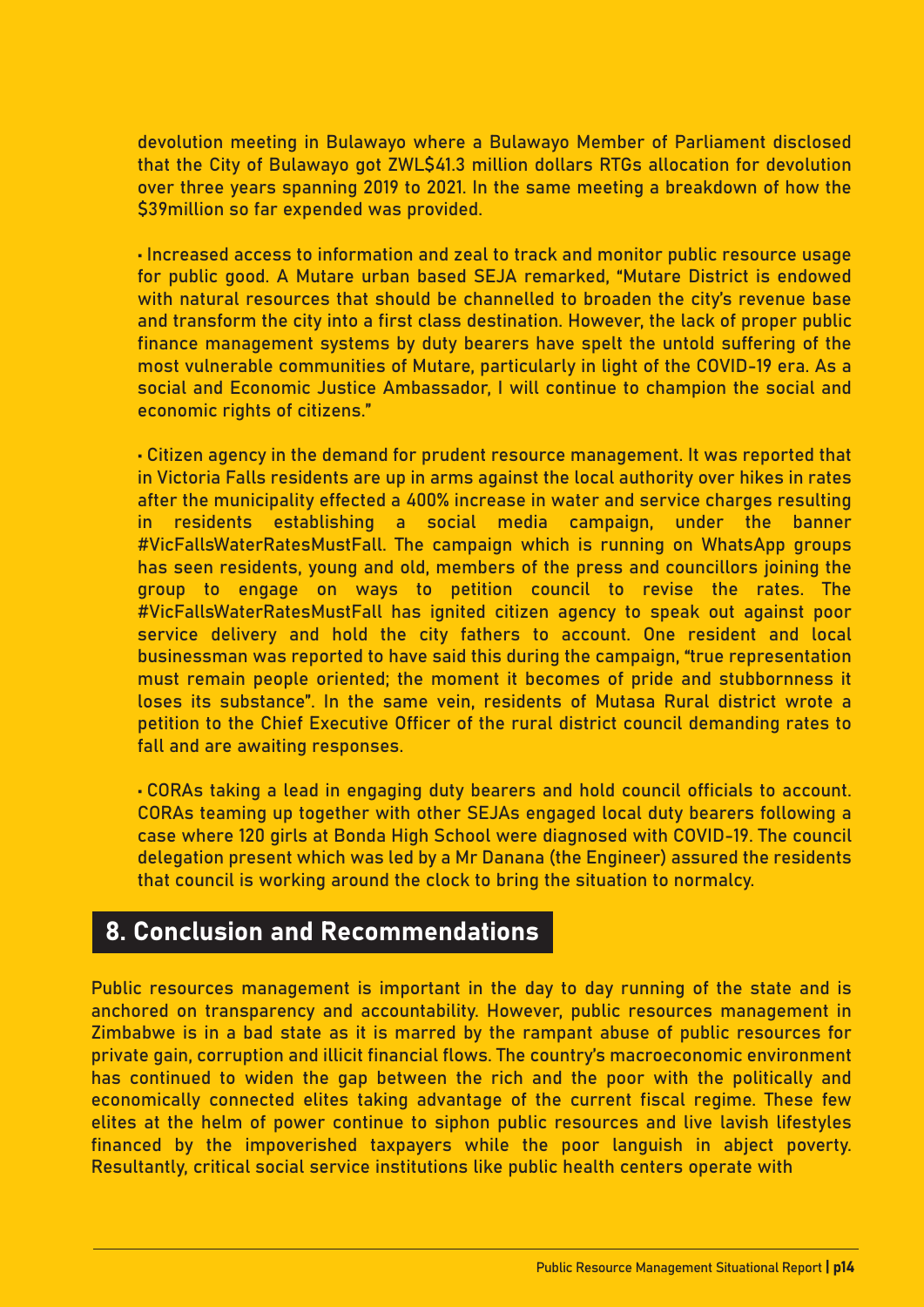devolution meeting in Bulawayo where a Bulawayo Member of Parliament disclosed that the City of Bulawayo got ZWL$41.3 million dollars RTGs allocation for devolution over three years spanning 2019 to 2021. In the same meeting a breakdown of how the $39million so far expended was provided.

- Increased access to information and zeal to track and monitor public resource usage for public good. A Mutare urban based SEJA remarked, "Mutare District is endowed with natural resources that should be channelled to broaden the city's revenue base and transform the city into a first class destination. However, the lack of proper public finance management systems by duty bearers have spelt the untold suffering of the most vulnerable communities of Mutare, particularly in light of the COVID-19 era. As a social and Economic Justice Ambassador, I will continue to champion the social and economic rights of citizens."

- Citizen agency in the demand for prudent resource management. It was reported that in Victoria Falls residents are up in arms against the local authority over hikes in rates after the municipality effected a 400% increase in water and service charges resulting in residents establishing a social media campaign, under the banner #VicFallsWaterRatesMustFall. The campaign which is running on WhatsApp groups has seen residents, young and old, members of the press and councillors joining the group to engage on ways to petition council to revise the rates. The #VicFallsWaterRatesMustFall has ignited citizen agency to speak out against poor service delivery and hold the city fathers to account. One resident and local businessman was reported to have said this during the campaign, "true representation must remain people oriented; the moment it becomes of pride and stubbornness it loses its substance". In the same vein, residents of Mutasa Rural district wrote a petition to the Chief Executive Officer of the rural district council demanding rates to fall and are awaiting responses.

- CORAs taking a lead in engaging duty bearers and hold council officials to account. CORAs teaming up together with other SEJAs engaged local duty bearers following a case where 120 girls at Bonda High School were diagnosed with COVID-19. The council delegation present which was led by a Mr Danana (the Engineer) assured the residents that council is working around the clock to bring the situation to normalcy.

## 8. Conclusion and Recommendations

Public resources management is important in the day to day running of the state and is anchored on transparency and accountability. However, public resources management in Zimbabwe is in a bad state as it is marred by the rampant abuse of public resources for private gain, corruption and illicit financial flows. The country's macroeconomic environment has continued to widen the gap between the rich and the poor with the politically and economically connected elites taking advantage of the current fiscal regime. These few elites at the helm of power continue to siphon public resources and live lavish lifestyles financed by the impoverished taxpayers while the poor languish in abject poverty. Resultantly, critical social service institutions like public health centers operate with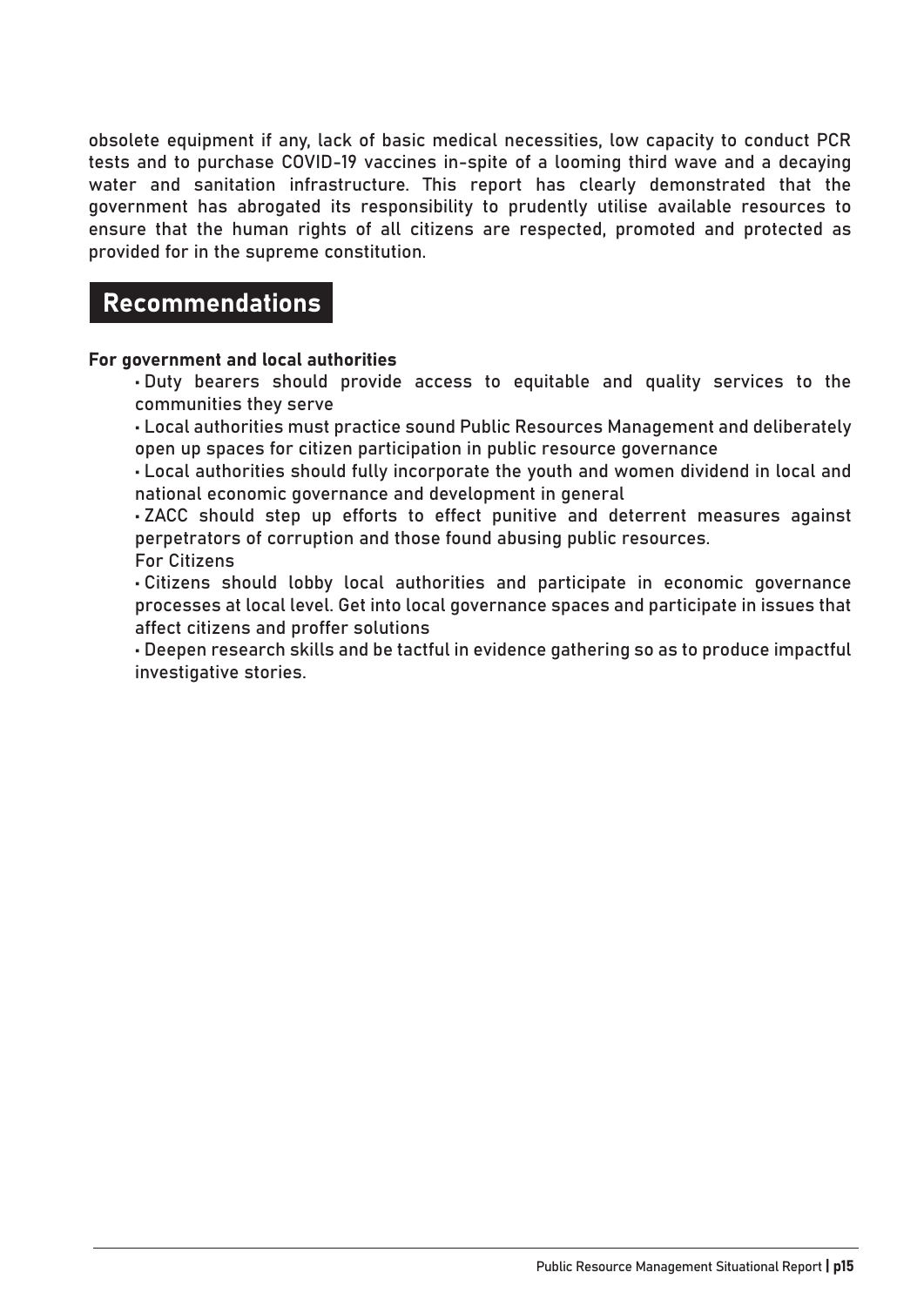obsolete equipment if any, lack of basic medical necessities, low capacity to conduct PCR tests and to purchase COVID-19 vaccines in-spite of a looming third wave and a decaying water and sanitation infrastructure. This report has clearly demonstrated that the government has abrogated its responsibility to prudently utilise available resources to ensure that the human rights of all citizens are respected, promoted and protected as provided for in the supreme constitution.

## Recommendations

**For government and local authorities**

- Duty bearers should provide access to equitable and quality services to the communities they serve
- Local authorities must practice sound Public Resources Management and deliberately open up spaces for citizen participation in public resource governance
- Local authorities should fully incorporate the youth and women dividend in local and national economic governance and development in general
- ZACC should step up efforts to effect punitive and deterrent measures against perpetrators of corruption and those found abusing public resources.

For Citizens

- Citizens should lobby local authorities and participate in economic governance processes at local level. Get into local governance spaces and participate in issues that affect citizens and proffer solutions
- Deepen research skills and be tactful in evidence gathering so as to produce impactful investigative stories.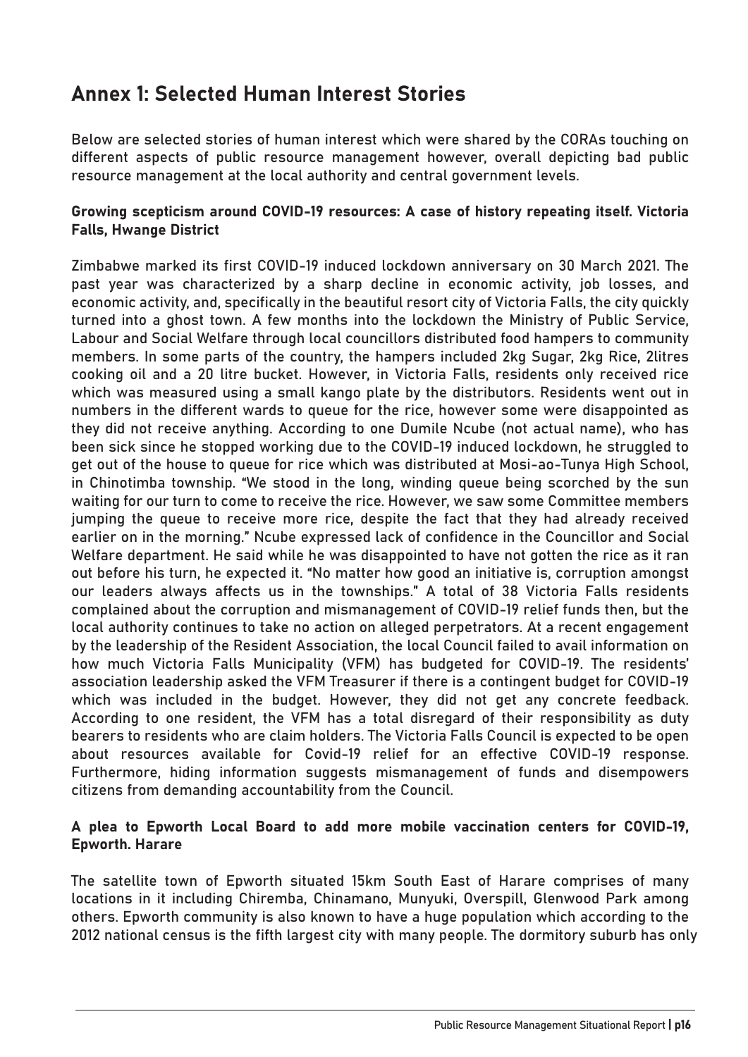# Annex 1: Selected Human Interest Stories

Below are selected stories of human interest which were shared by the CORAs touching on different aspects of public resource management however, overall depicting bad public resource management at the local authority and central government levels.

**Growing scepticism around COVID-19 resources: A case of history repeating itself. Victoria Falls, Hwange District**

Zimbabwe marked its first COVID-19 induced lockdown anniversary on 30 March 2021. The past year was characterized by a sharp decline in economic activity, job losses, and economic activity, and, specifically in the beautiful resort city of Victoria Falls, the city quickly turned into a ghost town. A few months into the lockdown the Ministry of Public Service, Labour and Social Welfare through local councillors distributed food hampers to community members. In some parts of the country, the hampers included 2kg Sugar, 2kg Rice, 2litres cooking oil and a 20 litre bucket. However, in Victoria Falls, residents only received rice which was measured using a small kango plate by the distributors. Residents went out in numbers in the different wards to queue for the rice, however some were disappointed as they did not receive anything. According to one Dumile Ncube (not actual name), who has been sick since he stopped working due to the COVID-19 induced lockdown, he struggled to get out of the house to queue for rice which was distributed at Mosi-ao-Tunya High School, in Chinotimba township. "We stood in the long, winding queue being scorched by the sun waiting for our turn to come to receive the rice. However, we saw some Committee members jumping the queue to receive more rice, despite the fact that they had already received earlier on in the morning." Ncube expressed lack of confidence in the Councillor and Social Welfare department. He said while he was disappointed to have not gotten the rice as it ran out before his turn, he expected it. "No matter how good an initiative is, corruption amongst our leaders always affects us in the townships." A total of 38 Victoria Falls residents complained about the corruption and mismanagement of COVID-19 relief funds then, but the local authority continues to take no action on alleged perpetrators. At a recent engagement by the leadership of the Resident Association, the local Council failed to avail information on how much Victoria Falls Municipality (VFM) has budgeted for COVID-19. The residents' association leadership asked the VFM Treasurer if there is a contingent budget for COVID-19 which was included in the budget. However, they did not get any concrete feedback. According to one resident, the VFM has a total disregard of their responsibility as duty bearers to residents who are claim holders. The Victoria Falls Council is expected to be open about resources available for Covid-19 relief for an effective COVID-19 response. Furthermore, hiding information suggests mismanagement of funds and disempowers citizens from demanding accountability from the Council.

**A plea to Epworth Local Board to add more mobile vaccination centers for COVID-19, Epworth. Harare**

The satellite town of Epworth situated 15km South East of Harare comprises of many locations in it including Chiremba, Chinamano, Munyuki, Overspill, Glenwood Park among others. Epworth community is also known to have a huge population which according to the 2012 national census is the fifth largest city with many people. The dormitory suburb has only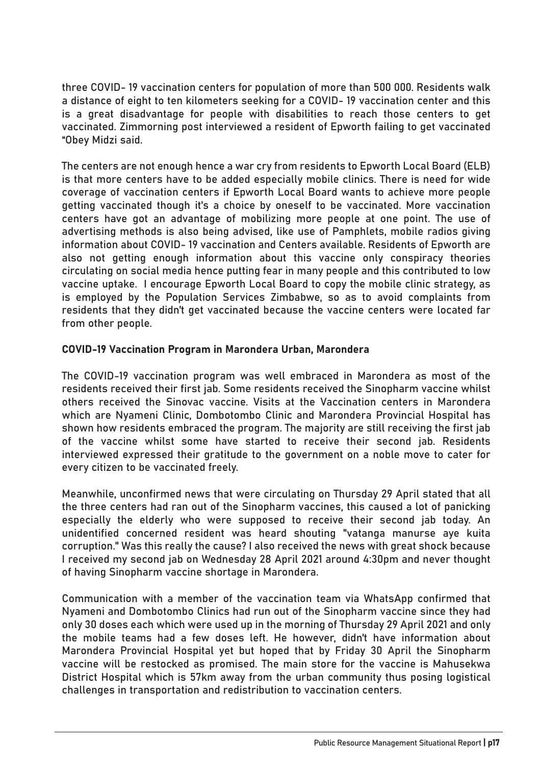three COVID- 19 vaccination centers for population of more than 500 000. Residents walk a distance of eight to ten kilometers seeking for a COVID- 19 vaccination center and this is a great disadvantage for people with disabilities to reach those centers to get vaccinated. Zimmorning post interviewed a resident of Epworth failing to get vaccinated "Obey Midzi said.

The centers are not enough hence a war cry from residents to Epworth Local Board (ELB) is that more centers have to be added especially mobile clinics. There is need for wide coverage of vaccination centers if Epworth Local Board wants to achieve more people getting vaccinated though it's a choice by oneself to be vaccinated. More vaccination centers have got an advantage of mobilizing more people at one point. The use of advertising methods is also being advised, like use of Pamphlets, mobile radios giving information about COVID- 19 vaccination and Centers available. Residents of Epworth are also not getting enough information about this vaccine only conspiracy theories circulating on social media hence putting fear in many people and this contributed to low vaccine uptake. I encourage Epworth Local Board to copy the mobile clinic strategy, as is employed by the Population Services Zimbabwe, so as to avoid complaints from residents that they didn't get vaccinated because the vaccine centers were located far from other people.

**COVID-19 Vaccination Program in Marondera Urban, Marondera**

The COVID-19 vaccination program was well embraced in Marondera as most of the residents received their first jab. Some residents received the Sinopharm vaccine whilst others received the Sinovac vaccine. Visits at the Vaccination centers in Marondera which are Nyameni Clinic, Dombotombo Clinic and Marondera Provincial Hospital has shown how residents embraced the program. The majority are still receiving the first jab of the vaccine whilst some have started to receive their second jab. Residents interviewed expressed their gratitude to the government on a noble move to cater for every citizen to be vaccinated freely.

Meanwhile, unconfirmed news that were circulating on Thursday 29 April stated that all the three centers had ran out of the Sinopharm vaccines, this caused a lot of panicking especially the elderly who were supposed to receive their second jab today. An unidentified concerned resident was heard shouting "vatanga manurse aye kuita corruption." Was this really the cause? I also received the news with great shock because I received my second jab on Wednesday 28 April 2021 around 4:30pm and never thought of having Sinopharm vaccine shortage in Marondera.

Communication with a member of the vaccination team via WhatsApp confirmed that Nyameni and Dombotombo Clinics had run out of the Sinopharm vaccine since they had only 30 doses each which were used up in the morning of Thursday 29 April 2021 and only the mobile teams had a few doses left. He however, didn't have information about Marondera Provincial Hospital yet but hoped that by Friday 30 April the Sinopharm vaccine will be restocked as promised. The main store for the vaccine is Mahusekwa District Hospital which is 57km away from the urban community thus posing logistical challenges in transportation and redistribution to vaccination centers.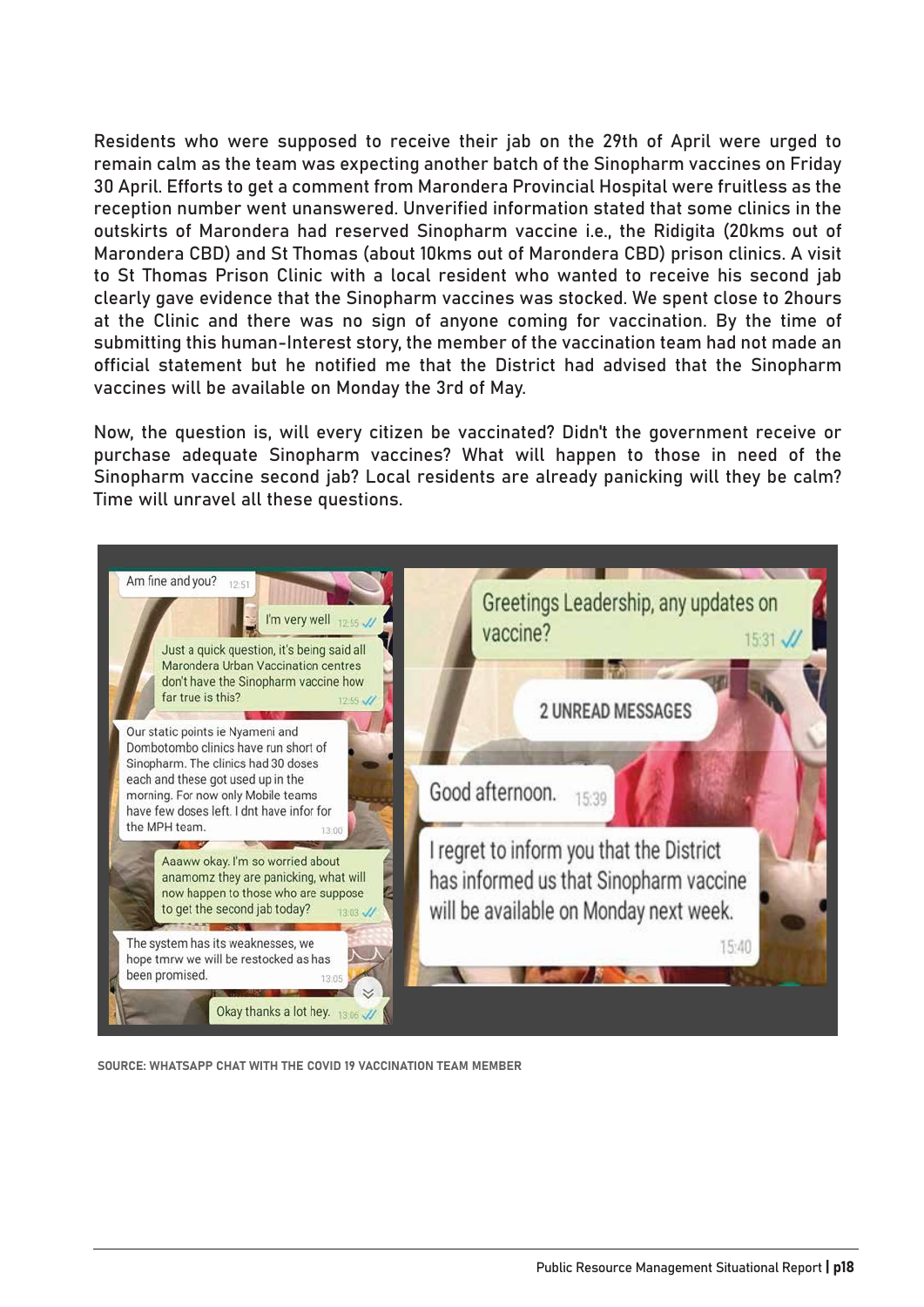Residents who were supposed to receive their jab on the 29th of April were urged to remain calm as the team was expecting another batch of the Sinopharm vaccines on Friday 30 April. Efforts to get a comment from Marondera Provincial Hospital were fruitless as the reception number went unanswered. Unverified information stated that some clinics in the outskirts of Marondera had reserved Sinopharm vaccine i.e., the Ridigita (20kms out of Marondera CBD) and St Thomas (about 10kms out of Marondera CBD) prison clinics. A visit to St Thomas Prison Clinic with a local resident who wanted to receive his second jab clearly gave evidence that the Sinopharm vaccines was stocked. We spent close to 2hours at the Clinic and there was no sign of anyone coming for vaccination. By the time of submitting this human-Interest story, the member of the vaccination team had not made an official statement but he notified me that the District had advised that the Sinopharm vaccines will be available on Monday the 3rd of May.

Now, the question is, will every citizen be vaccinated? Didn't the government receive or purchase adequate Sinopharm vaccines? What will happen to those in need of the Sinopharm vaccine second jab? Local residents are already panicking will they be calm? Time will unravel all these questions.

Am fine and you? 12:51

I'm very well 12:55

Just a quick question, it's being said all Marondera Urban Vaccination centres don't have the Sinopharm vaccine how far true is this? 12:55

Our static points ie Nyameni and Dombotombo clinics have run short of Sinopharm. The clinics had 30 doses each and these got used up in the morning. For now only Mobile teams have few doses left. I dnt have infor for the MPH team. 13:00

Aaaww okay. I'm so worried about anamomz they are panicking, what will now happen to those who are suppose to get the second jab today? 13:03

The system has its weaknesses, we hope tmrw we will be restocked as has been promised. 13:05

Okay thanks a lot hey. 13:06

Greetings Leadership, any updates on vaccine? 15:31

2 UNREAD MESSAGES

Good afternoon. 15:39

I regret to inform you that the District has informed us that Sinopharm vaccine will be available on Monday next week. 15:40

SOURCE: WHATSAPP CHAT WITH THE COVID 19 VACCINATION TEAM MEMBER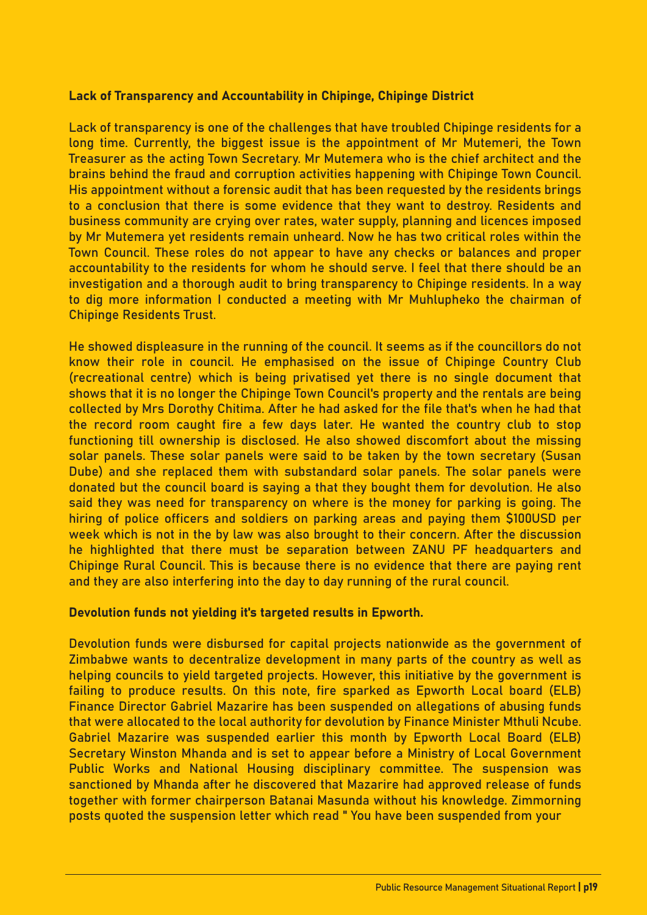**Lack of Transparency and Accountability in Chipinge, Chipinge District**

Lack of transparency is one of the challenges that have troubled Chipinge residents for a long time. Currently, the biggest issue is the appointment of Mr Mutemeri, the Town Treasurer as the acting Town Secretary. Mr Mutemera who is the chief architect and the brains behind the fraud and corruption activities happening with Chipinge Town Council. His appointment without a forensic audit that has been requested by the residents brings to a conclusion that there is some evidence that they want to destroy. Residents and business community are crying over rates, water supply, planning and licences imposed by Mr Mutemera yet residents remain unheard. Now he has two critical roles within the Town Council. These roles do not appear to have any checks or balances and proper accountability to the residents for whom he should serve. I feel that there should be an investigation and a thorough audit to bring transparency to Chipinge residents. In a way to dig more information I conducted a meeting with Mr Muhlupheko the chairman of Chipinge Residents Trust.

He showed displeasure in the running of the council. It seems as if the councillors do not know their role in council. He emphasised on the issue of Chipinge Country Club (recreational centre) which is being privatised yet there is no single document that shows that it is no longer the Chipinge Town Council's property and the rentals are being collected by Mrs Dorothy Chitima. After he had asked for the file that's when he had that the record room caught fire a few days later. He wanted the country club to stop functioning till ownership is disclosed. He also showed discomfort about the missing solar panels. These solar panels were said to be taken by the town secretary (Susan Dube) and she replaced them with substandard solar panels. The solar panels were donated but the council board is saying a that they bought them for devolution. He also said they was need for transparency on where is the money for parking is going. The hiring of police officers and soldiers on parking areas and paying them $100USD per week which is not in the by law was also brought to their concern. After the discussion he highlighted that there must be separation between ZANU PF headquarters and Chipinge Rural Council. This is because there is no evidence that there are paying rent and they are also interfering into the day to day running of the rural council.

**Devolution funds not yielding it's targeted results in Epworth.**

Devolution funds were disbursed for capital projects nationwide as the government of Zimbabwe wants to decentralize development in many parts of the country as well as helping councils to yield targeted projects. However, this initiative by the government is failing to produce results. On this note, fire sparked as Epworth Local board (ELB) Finance Director Gabriel Mazarire has been suspended on allegations of abusing funds that were allocated to the local authority for devolution by Finance Minister Mthuli Ncube. Gabriel Mazarire was suspended earlier this month by Epworth Local Board (ELB) Secretary Winston Mhanda and is set to appear before a Ministry of Local Government Public Works and National Housing disciplinary committee. The suspension was sanctioned by Mhanda after he discovered that Mazarire had approved release of funds together with former chairperson Batanai Masunda without his knowledge. Zimmorning posts quoted the suspension letter which read " You have been suspended from your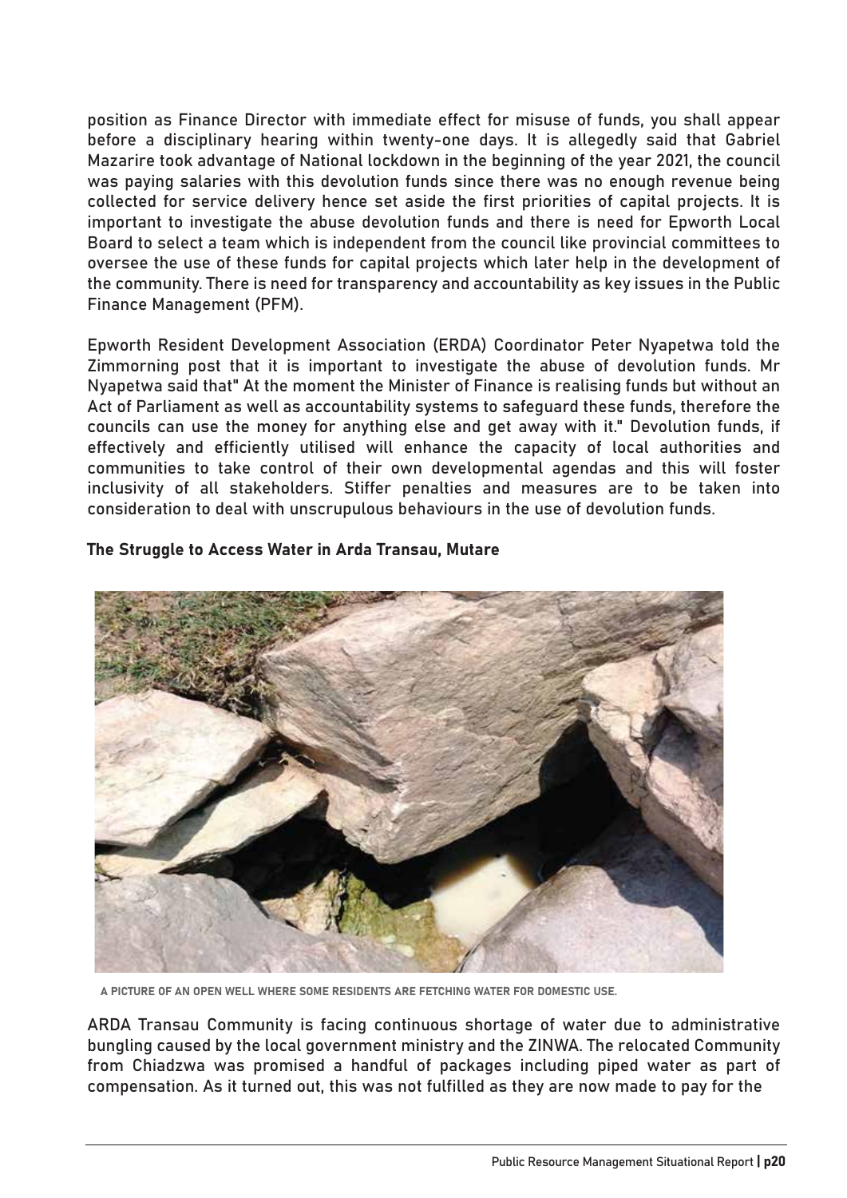position as Finance Director with immediate effect for misuse of funds, you shall appear before a disciplinary hearing within twenty-one days. It is allegedly said that Gabriel Mazarire took advantage of National lockdown in the beginning of the year 2021, the council was paying salaries with this devolution funds since there was no enough revenue being collected for service delivery hence set aside the first priorities of capital projects. It is important to investigate the abuse devolution funds and there is need for Epworth Local Board to select a team which is independent from the council like provincial committees to oversee the use of these funds for capital projects which later help in the development of the community. There is need for transparency and accountability as key issues in the Public Finance Management (PFM).

Epworth Resident Development Association (ERDA) Coordinator Peter Nyapetwa told the Zimmorning post that it is important to investigate the abuse of devolution funds. Mr Nyapetwa said that" At the moment the Minister of Finance is realising funds but without an Act of Parliament as well as accountability systems to safeguard these funds, therefore the councils can use the money for anything else and get away with it." Devolution funds, if effectively and efficiently utilised will enhance the capacity of local authorities and communities to take control of their own developmental agendas and this will foster inclusivity of all stakeholders. Stiffer penalties and measures are to be taken into consideration to deal with unscrupulous behaviours in the use of devolution funds.

**The Struggle to Access Water in Arda Transau, Mutare**

A PICTURE OF AN OPEN WELL WHERE SOME RESIDENTS ARE FETCHING WATER FOR DOMESTIC USE.

ARDA Transau Community is facing continuous shortage of water due to administrative bungling caused by the local government ministry and the ZINWA. The relocated Community from Chiadzwa was promised a handful of packages including piped water as part of compensation. As it turned out, this was not fulfilled as they are now made to pay for the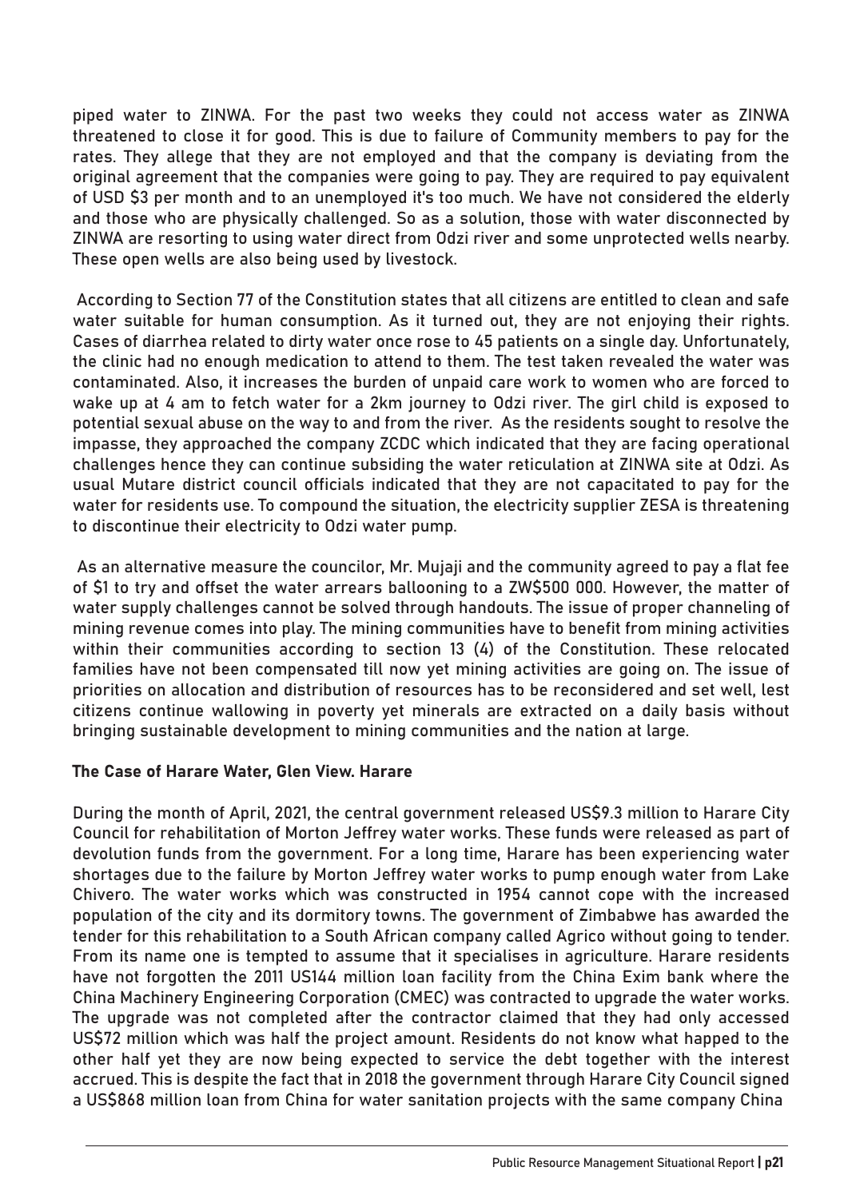piped water to ZINWA. For the past two weeks they could not access water as ZINWA threatened to close it for good. This is due to failure of Community members to pay for the rates. They allege that they are not employed and that the company is deviating from the original agreement that the companies were going to pay. They are required to pay equivalent of USD $3 per month and to an unemployed it's too much. We have not considered the elderly and those who are physically challenged. So as a solution, those with water disconnected by ZINWA are resorting to using water direct from Odzi river and some unprotected wells nearby. These open wells are also being used by livestock.

According to Section 77 of the Constitution states that all citizens are entitled to clean and safe water suitable for human consumption. As it turned out, they are not enjoying their rights. Cases of diarrhea related to dirty water once rose to 45 patients on a single day. Unfortunately, the clinic had no enough medication to attend to them. The test taken revealed the water was contaminated. Also, it increases the burden of unpaid care work to women who are forced to wake up at 4 am to fetch water for a 2km journey to Odzi river. The girl child is exposed to potential sexual abuse on the way to and from the river. As the residents sought to resolve the impasse, they approached the company ZCDC which indicated that they are facing operational challenges hence they can continue subsiding the water reticulation at ZINWA site at Odzi. As usual Mutare district council officials indicated that they are not capacitated to pay for the water for residents use. To compound the situation, the electricity supplier ZESA is threatening to discontinue their electricity to Odzi water pump.

As an alternative measure the councilor, Mr. Mujaji and the community agreed to pay a flat fee of $1 to try and offset the water arrears ballooning to a ZW$500 000. However, the matter of water supply challenges cannot be solved through handouts. The issue of proper channeling of mining revenue comes into play. The mining communities have to benefit from mining activities within their communities according to section 13 (4) of the Constitution. These relocated families have not been compensated till now yet mining activities are going on. The issue of priorities on allocation and distribution of resources has to be reconsidered and set well, lest citizens continue wallowing in poverty yet minerals are extracted on a daily basis without bringing sustainable development to mining communities and the nation at large.

**The Case of Harare Water, Glen View. Harare**

During the month of April, 2021, the central government released US$9.3 million to Harare City Council for rehabilitation of Morton Jeffrey water works. These funds were released as part of devolution funds from the government. For a long time, Harare has been experiencing water shortages due to the failure by Morton Jeffrey water works to pump enough water from Lake Chivero. The water works which was constructed in 1954 cannot cope with the increased population of the city and its dormitory towns. The government of Zimbabwe has awarded the tender for this rehabilitation to a South African company called Agrico without going to tender. From its name one is tempted to assume that it specialises in agriculture. Harare residents have not forgotten the 2011 US144 million loan facility from the China Exim bank where the China Machinery Engineering Corporation (CMEC) was contracted to upgrade the water works. The upgrade was not completed after the contractor claimed that they had only accessed US$72 million which was half the project amount. Residents do not know what happed to the other half yet they are now being expected to service the debt together with the interest accrued. This is despite the fact that in 2018 the government through Harare City Council signed a US$868 million loan from China for water sanitation projects with the same company China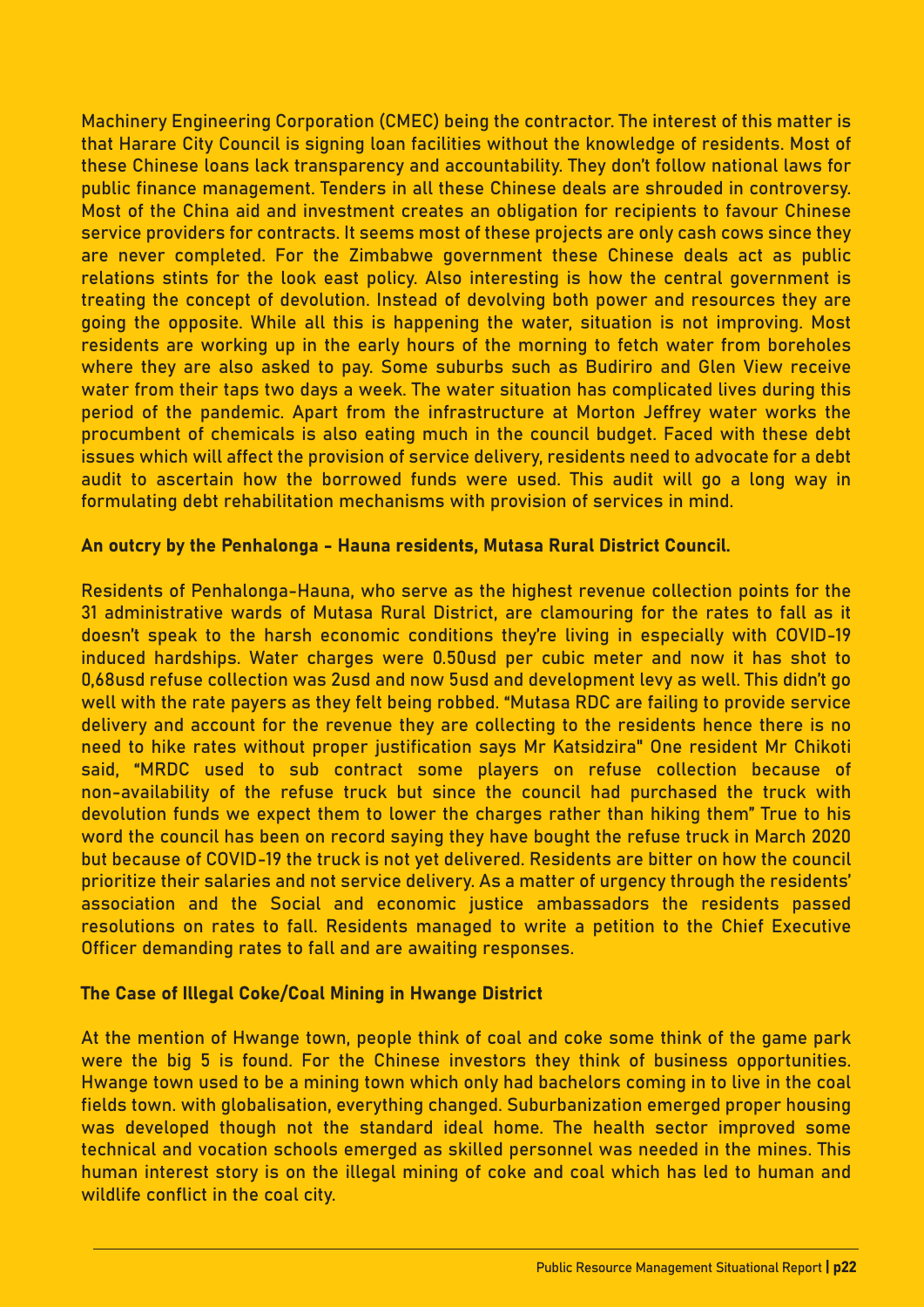Machinery Engineering Corporation (CMEC) being the contractor. The interest of this matter is that Harare City Council is signing loan facilities without the knowledge of residents. Most of these Chinese loans lack transparency and accountability. They don't follow national laws for public finance management. Tenders in all these Chinese deals are shrouded in controversy. Most of the China aid and investment creates an obligation for recipients to favour Chinese service providers for contracts. It seems most of these projects are only cash cows since they are never completed. For the Zimbabwe government these Chinese deals act as public relations stints for the look east policy. Also interesting is how the central government is treating the concept of devolution. Instead of devolving both power and resources they are going the opposite. While all this is happening the water, situation is not improving. Most residents are working up in the early hours of the morning to fetch water from boreholes where they are also asked to pay. Some suburbs such as Budiriro and Glen View receive water from their taps two days a week. The water situation has complicated lives during this period of the pandemic. Apart from the infrastructure at Morton Jeffrey water works the procumbent of chemicals is also eating much in the council budget. Faced with these debt issues which will affect the provision of service delivery, residents need to advocate for a debt audit to ascertain how the borrowed funds were used. This audit will go a long way in formulating debt rehabilitation mechanisms with provision of services in mind.

**An outcry by the Penhalonga - Hauna residents, Mutasa Rural District Council.**

Residents of Penhalonga-Hauna, who serve as the highest revenue collection points for the 31 administrative wards of Mutasa Rural District, are clamouring for the rates to fall as it doesn't speak to the harsh economic conditions they're living in especially with COVID-19 induced hardships. Water charges were 0.50usd per cubic meter and now it has shot to 0,68usd refuse collection was 2usd and now 5usd and development levy as well. This didn't go well with the rate payers as they felt being robbed. "Mutasa RDC are failing to provide service delivery and account for the revenue they are collecting to the residents hence there is no need to hike rates without proper justification says Mr Katsidzira" One resident Mr Chikoti said, "MRDC used to sub contract some players on refuse collection because of non-availability of the refuse truck but since the council had purchased the truck with devolution funds we expect them to lower the charges rather than hiking them" True to his word the council has been on record saying they have bought the refuse truck in March 2020 but because of COVID-19 the truck is not yet delivered. Residents are bitter on how the council prioritize their salaries and not service delivery. As a matter of urgency through the residents' association and the Social and economic justice ambassadors the residents passed resolutions on rates to fall. Residents managed to write a petition to the Chief Executive Officer demanding rates to fall and are awaiting responses.

**The Case of Illegal Coke/Coal Mining in Hwange District**

At the mention of Hwange town, people think of coal and coke some think of the game park were the big 5 is found. For the Chinese investors they think of business opportunities. Hwange town used to be a mining town which only had bachelors coming in to live in the coal fields town. with globalisation, everything changed. Suburbanization emerged proper housing was developed though not the standard ideal home. The health sector improved some technical and vocation schools emerged as skilled personnel was needed in the mines. This human interest story is on the illegal mining of coke and coal which has led to human and wildlife conflict in the coal city.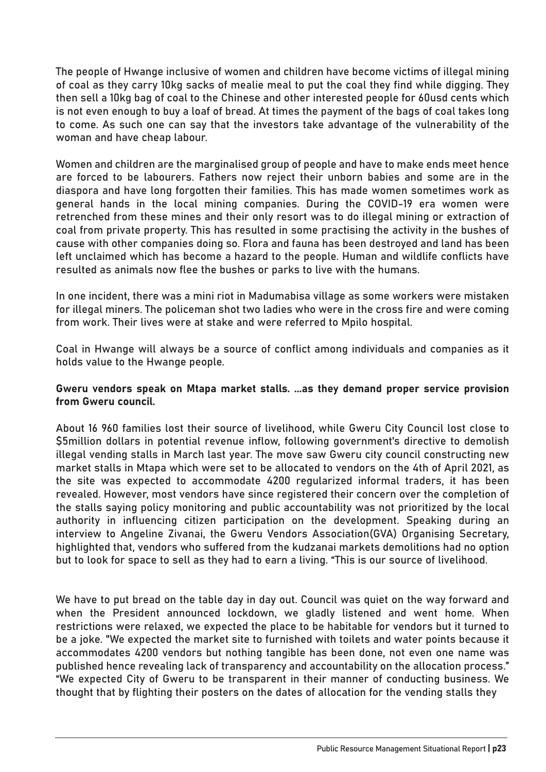The people of Hwange inclusive of women and children have become victims of illegal mining of coal as they carry 10kg sacks of mealie meal to put the coal they find while digging. They then sell a 10kg bag of coal to the Chinese and other interested people for 60usd cents which is not even enough to buy a loaf of bread. At times the payment of the bags of coal takes long to come. As such one can say that the investors take advantage of the vulnerability of the woman and have cheap labour.

Women and children are the marginalised group of people and have to make ends meet hence are forced to be labourers. Fathers now reject their unborn babies and some are in the diaspora and have long forgotten their families. This has made women sometimes work as general hands in the local mining companies. During the COVID-19 era women were retrenched from these mines and their only resort was to do illegal mining or extraction of coal from private property. This has resulted in some practising the activity in the bushes of cause with other companies doing so. Flora and fauna has been destroyed and land has been left unclaimed which has become a hazard to the people. Human and wildlife conflicts have resulted as animals now flee the bushes or parks to live with the humans.

In one incident, there was a mini riot in Madumabisa village as some workers were mistaken for illegal miners. The policeman shot two ladies who were in the cross fire and were coming from work. Their lives were at stake and were referred to Mpilo hospital.

Coal in Hwange will always be a source of conflict among individuals and companies as it holds value to the Hwange people.

**Gweru vendors speak on Mtapa market stalls. ...as they demand proper service provision from Gweru council.**

About 16 960 families lost their source of livelihood, while Gweru City Council lost close to $5million dollars in potential revenue inflow, following government's directive to demolish illegal vending stalls in March last year. The move saw Gweru city council constructing new market stalls in Mtapa which were set to be allocated to vendors on the 4th of April 2021, as the site was expected to accommodate 4200 regularized informal traders, it has been revealed. However, most vendors have since registered their concern over the completion of the stalls saying policy monitoring and public accountability was not prioritized by the local authority in influencing citizen participation on the development. Speaking during an interview to Angeline Zivanai, the Gweru Vendors Association(GVA) Organising Secretary, highlighted that, vendors who suffered from the kudzanai markets demolitions had no option but to look for space to sell as they had to earn a living. "This is our source of livelihood.

We have to put bread on the table day in day out. Council was quiet on the way forward and when the President announced lockdown, we gladly listened and went home. When restrictions were relaxed, we expected the place to be habitable for vendors but it turned to be a joke. "We expected the market site to furnished with toilets and water points because it accommodates 4200 vendors but nothing tangible has been done, not even one name was published hence revealing lack of transparency and accountability on the allocation process." "We expected City of Gweru to be transparent in their manner of conducting business. We thought that by flighting their posters on the dates of allocation for the vending stalls they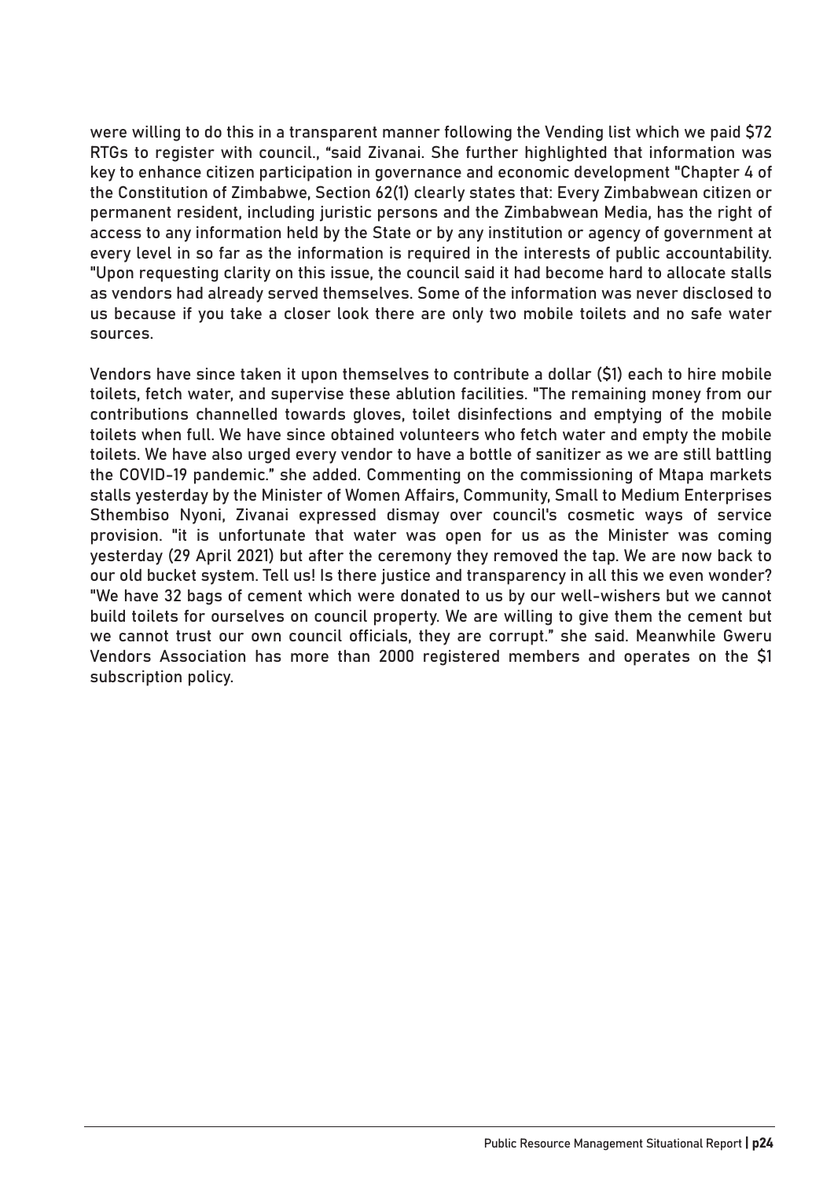were willing to do this in a transparent manner following the Vending list which we paid $72 RTGs to register with council., "said Zivanai. She further highlighted that information was key to enhance citizen participation in governance and economic development "Chapter 4 of the Constitution of Zimbabwe, Section 62(1) clearly states that: Every Zimbabwean citizen or permanent resident, including juristic persons and the Zimbabwean Media, has the right of access to any information held by the State or by any institution or agency of government at every level in so far as the information is required in the interests of public accountability. "Upon requesting clarity on this issue, the council said it had become hard to allocate stalls as vendors had already served themselves. Some of the information was never disclosed to us because if you take a closer look there are only two mobile toilets and no safe water sources.

Vendors have since taken it upon themselves to contribute a dollar ($1) each to hire mobile toilets, fetch water, and supervise these ablution facilities. "The remaining money from our contributions channelled towards gloves, toilet disinfections and emptying of the mobile toilets when full. We have since obtained volunteers who fetch water and empty the mobile toilets. We have also urged every vendor to have a bottle of sanitizer as we are still battling the COVID-19 pandemic." she added. Commenting on the commissioning of Mtapa markets stalls yesterday by the Minister of Women Affairs, Community, Small to Medium Enterprises Sthembiso Nyoni, Zivanai expressed dismay over council's cosmetic ways of service provision. "it is unfortunate that water was open for us as the Minister was coming yesterday (29 April 2021) but after the ceremony they removed the tap. We are now back to our old bucket system. Tell us! Is there justice and transparency in all this we even wonder? "We have 32 bags of cement which were donated to us by our well-wishers but we cannot build toilets for ourselves on council property. We are willing to give them the cement but we cannot trust our own council officials, they are corrupt." she said. Meanwhile Gweru Vendors Association has more than 2000 registered members and operates on the $1 subscription policy.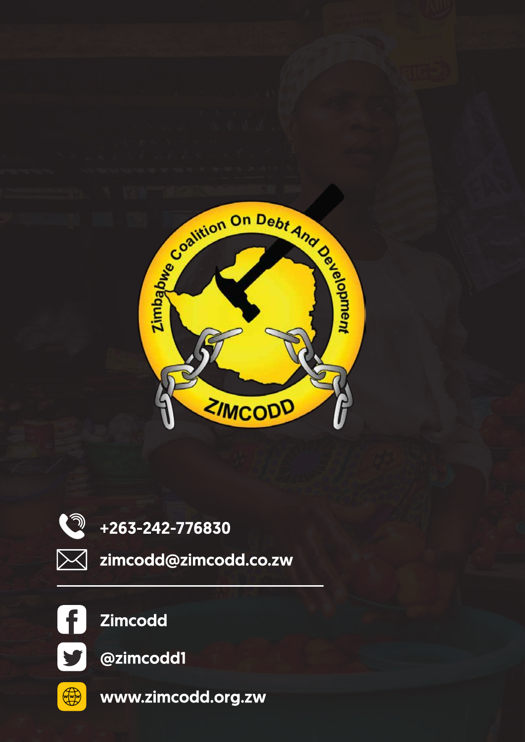Zimbabwe Coalition On Debt And Development

ZIMCODD

+263-242-776830

zimcodd@zimcodd.co.zw

Zimcodd

@zimcodd1

www.zimcodd.org.zw